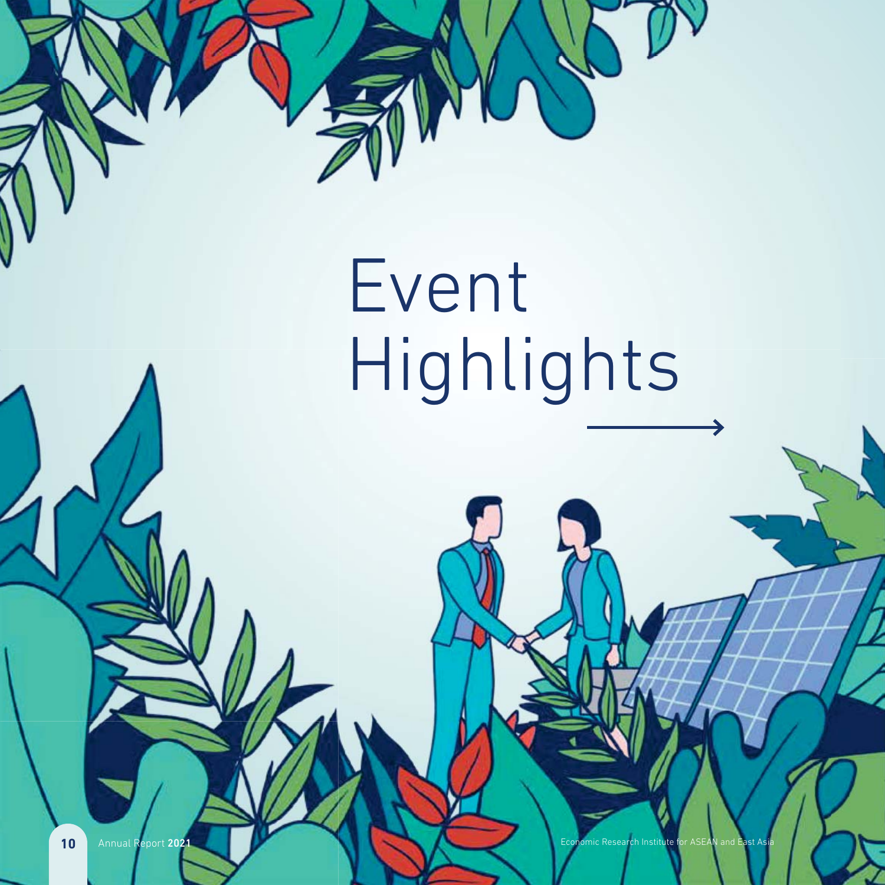# Event Highlights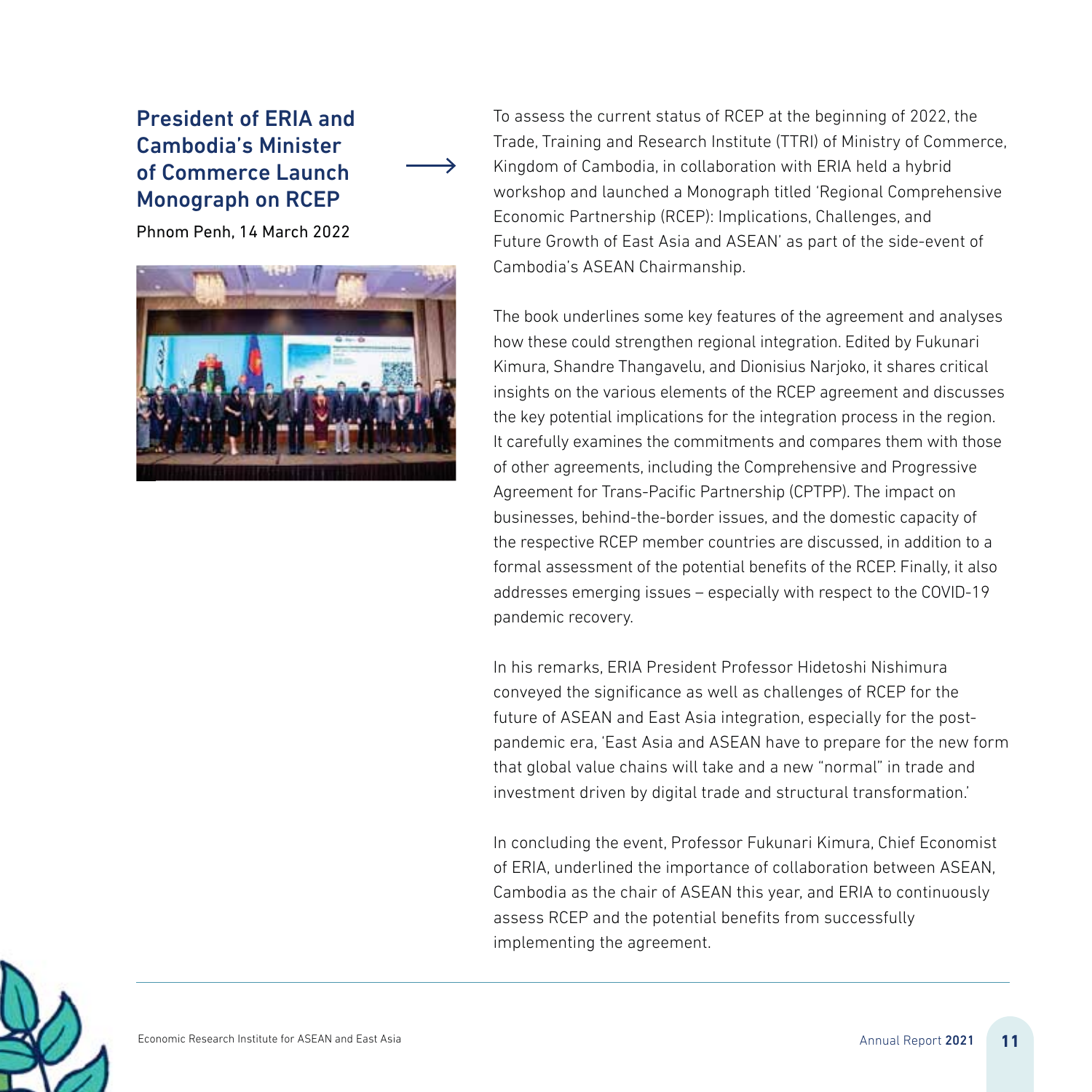## President of ERIA and Cambodia's Minister of Commerce Launch Monograph on RCEP

Phnom Penh, 14 March 2022

To assess the current status of RCEP at the beginning of 2022, the Trade, Training and Research Institute (TTRI) of Ministry of Commerce, Kingdom of Cambodia, in collaboration with ERIA held a hybrid workshop and launched a Monograph titled 'Regional Comprehensive Economic Partnership (RCEP): Implications, Challenges, and Future Growth of East Asia and ASEAN' as part of the side-event of Cambodia's ASEAN Chairmanship.

The book underlines some key features of the agreement and analyses how these could strengthen regional integration. Edited by Fukunari Kimura, Shandre Thangavelu, and Dionisius Narjoko, it shares critical insights on the various elements of the RCEP agreement and discusses the key potential implications for the integration process in the region. It carefully examines the commitments and compares them with those of other agreements, including the Comprehensive and Progressive Agreement for Trans-Pacific Partnership (CPTPP). The impact on businesses, behind-the-border issues, and the domestic capacity of the respective RCEP member countries are discussed, in addition to a formal assessment of the potential benefits of the RCEP. Finally, it also addresses emerging issues – especially with respect to the COVID-19 pandemic recovery.

In his remarks, ERIA President Professor Hidetoshi Nishimura conveyed the significance as well as challenges of RCEP for the future of ASEAN and East Asia integration, especially for the post-pandemic era, 'East Asia and ASEAN have to prepare for the new form that global value chains will take and a new "normal" in trade and investment driven by digital trade and structural transformation.'

In concluding the event, Professor Fukunari Kimura, Chief Economist of ERIA, underlined the importance of collaboration between ASEAN, Cambodia as the chair of ASEAN this year, and ERIA to continuously assess RCEP and the potential benefits from successfully implementing the agreement.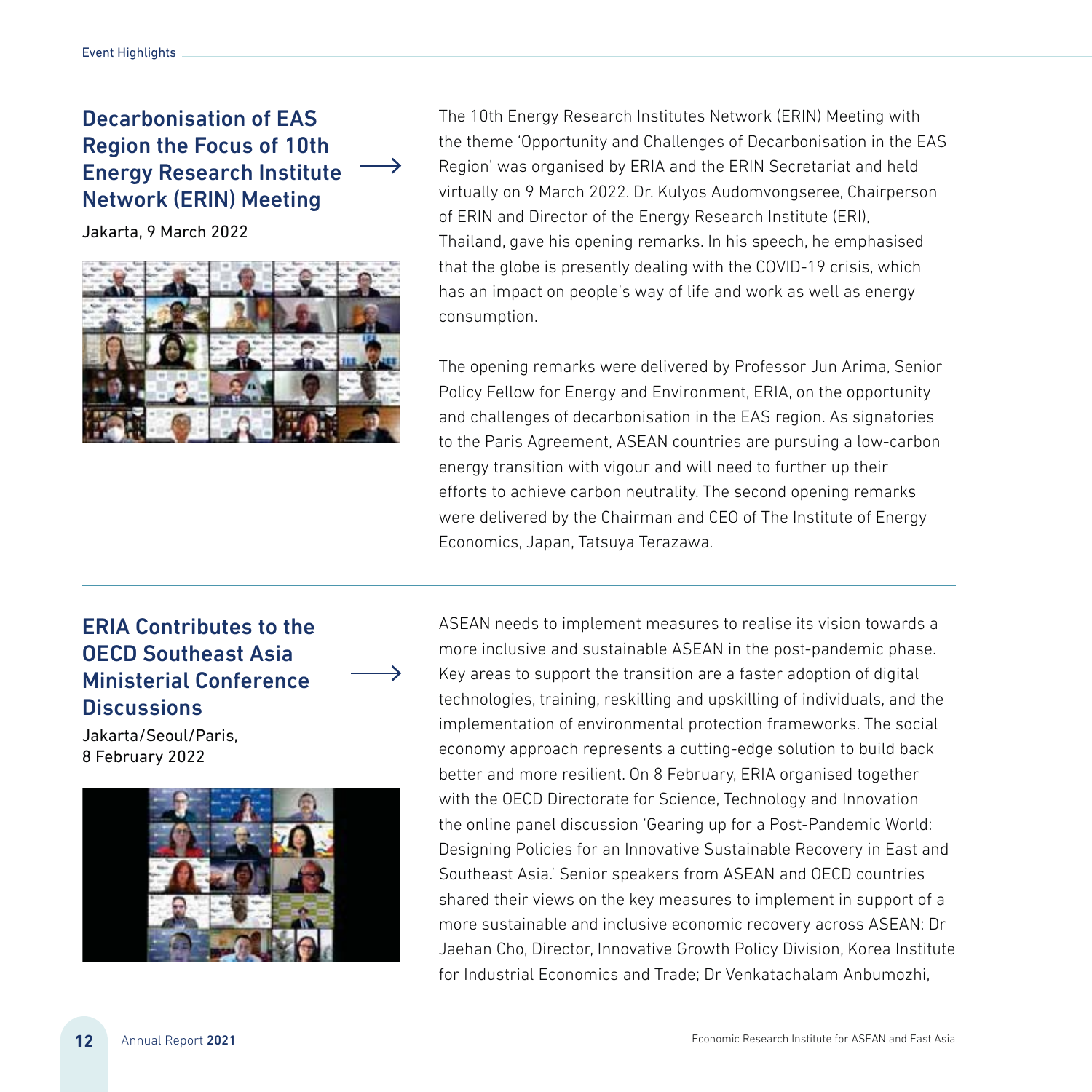## Decarbonisation of EAS Region the Focus of 10th Energy Research Institute Network (ERIN) Meeting

Jakarta, 9 March 2022

The 10th Energy Research Institutes Network (ERIN) Meeting with the theme 'Opportunity and Challenges of Decarbonisation in the EAS Region' was organised by ERIA and the ERIN Secretariat and held virtually on 9 March 2022. Dr. Kulyos Audomvongseree, Chairperson of ERIN and Director of the Energy Research Institute (ERI), Thailand, gave his opening remarks. In his speech, he emphasised that the globe is presently dealing with the COVID-19 crisis, which has an impact on people's way of life and work as well as energy consumption.

The opening remarks were delivered by Professor Jun Arima, Senior Policy Fellow for Energy and Environment, ERIA, on the opportunity and challenges of decarbonisation in the EAS region. As signatories to the Paris Agreement, ASEAN countries are pursuing a low-carbon energy transition with vigour and will need to further up their efforts to achieve carbon neutrality. The second opening remarks were delivered by the Chairman and CEO of The Institute of Energy Economics, Japan, Tatsuya Terazawa.

## ERIA Contributes to the OECD Southeast Asia Ministerial Conference Discussions

Jakarta/Seoul/Paris, 8 February 2022

ASEAN needs to implement measures to realise its vision towards a more inclusive and sustainable ASEAN in the post-pandemic phase. Key areas to support the transition are a faster adoption of digital technologies, training, reskilling and upskilling of individuals, and the implementation of environmental protection frameworks. The social economy approach represents a cutting-edge solution to build back better and more resilient. On 8 February, ERIA organised together with the OECD Directorate for Science, Technology and Innovation the online panel discussion 'Gearing up for a Post-Pandemic World: Designing Policies for an Innovative Sustainable Recovery in East and Southeast Asia.' Senior speakers from ASEAN and OECD countries shared their views on the key measures to implement in support of a more sustainable and inclusive economic recovery across ASEAN: Dr Jaehan Cho, Director, Innovative Growth Policy Division, Korea Institute for Industrial Economics and Trade; Dr Venkatachalam Anbumozhi,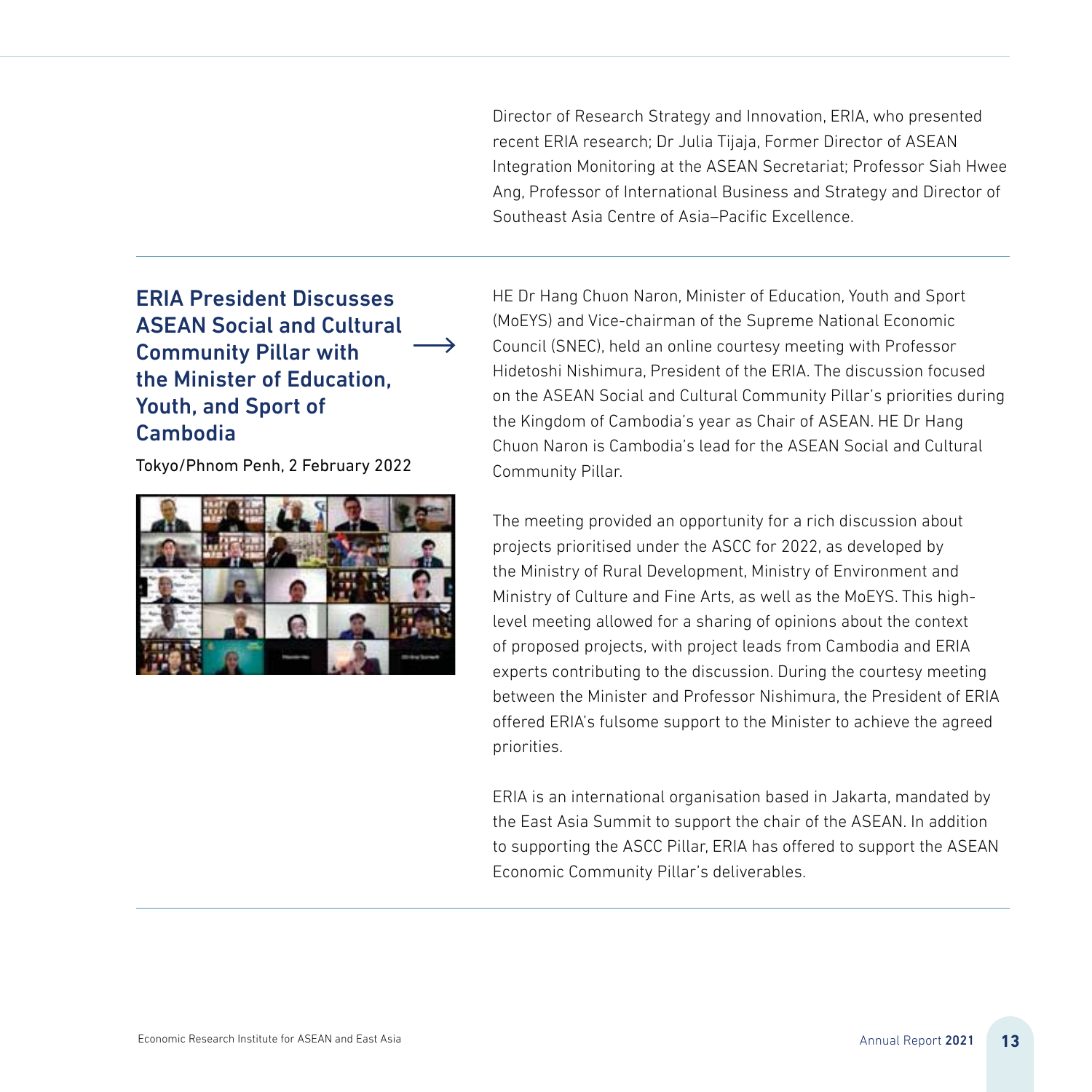Director of Research Strategy and Innovation, ERIA, who presented recent ERIA research; Dr Julia Tijaja, Former Director of ASEAN Integration Monitoring at the ASEAN Secretariat; Professor Siah Hwee Ang, Professor of International Business and Strategy and Director of Southeast Asia Centre of Asia–Pacific Excellence.

## ERIA President Discusses ASEAN Social and Cultural Community Pillar with the Minister of Education, Youth, and Sport of Cambodia

Tokyo/Phnom Penh, 2 February 2022

HE Dr Hang Chuon Naron, Minister of Education, Youth and Sport (MoEYS) and Vice-chairman of the Supreme National Economic Council (SNEC), held an online courtesy meeting with Professor Hidetoshi Nishimura, President of the ERIA. The discussion focused on the ASEAN Social and Cultural Community Pillar's priorities during the Kingdom of Cambodia's year as Chair of ASEAN. HE Dr Hang Chuon Naron is Cambodia's lead for the ASEAN Social and Cultural Community Pillar.

The meeting provided an opportunity for a rich discussion about projects prioritised under the ASCC for 2022, as developed by the Ministry of Rural Development, Ministry of Environment and Ministry of Culture and Fine Arts, as well as the MoEYS. This high-level meeting allowed for a sharing of opinions about the context of proposed projects, with project leads from Cambodia and ERIA experts contributing to the discussion. During the courtesy meeting between the Minister and Professor Nishimura, the President of ERIA offered ERIA's fulsome support to the Minister to achieve the agreed priorities.

ERIA is an international organisation based in Jakarta, mandated by the East Asia Summit to support the chair of the ASEAN. In addition to supporting the ASCC Pillar, ERIA has offered to support the ASEAN Economic Community Pillar's deliverables.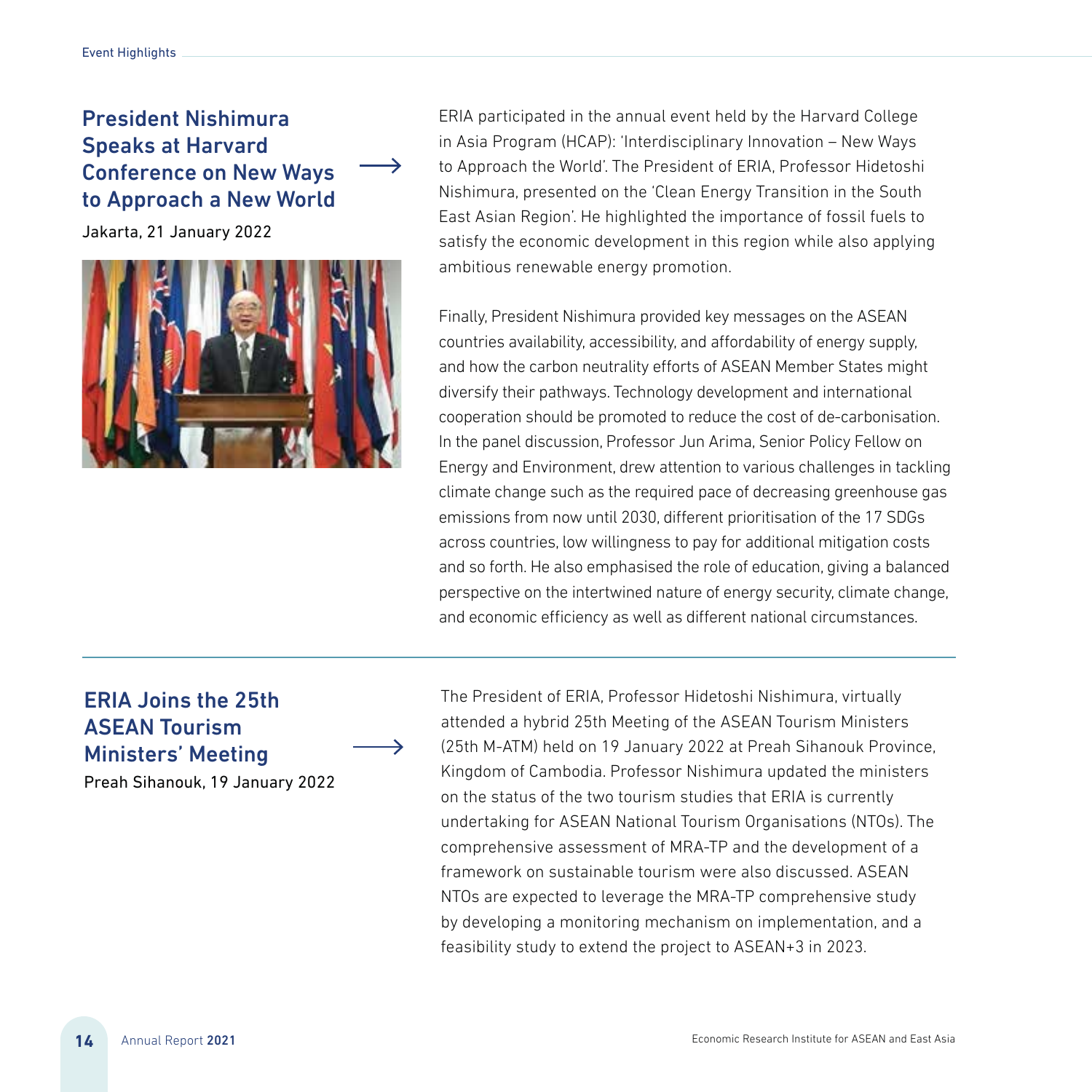## President Nishimura Speaks at Harvard Conference on New Ways to Approach a New World

Jakarta, 21 January 2022

ERIA participated in the annual event held by the Harvard College in Asia Program (HCAP): 'Interdisciplinary Innovation – New Ways to Approach the World'. The President of ERIA, Professor Hidetoshi Nishimura, presented on the 'Clean Energy Transition in the South East Asian Region'. He highlighted the importance of fossil fuels to satisfy the economic development in this region while also applying ambitious renewable energy promotion.

Finally, President Nishimura provided key messages on the ASEAN countries availability, accessibility, and affordability of energy supply, and how the carbon neutrality efforts of ASEAN Member States might diversify their pathways. Technology development and international cooperation should be promoted to reduce the cost of de-carbonisation. In the panel discussion, Professor Jun Arima, Senior Policy Fellow on Energy and Environment, drew attention to various challenges in tackling climate change such as the required pace of decreasing greenhouse gas emissions from now until 2030, different prioritisation of the 17 SDGs across countries, low willingness to pay for additional mitigation costs and so forth. He also emphasised the role of education, giving a balanced perspective on the intertwined nature of energy security, climate change, and economic efficiency as well as different national circumstances.

## ERIA Joins the 25th ASEAN Tourism Ministers' Meeting

Preah Sihanouk, 19 January 2022

The President of ERIA, Professor Hidetoshi Nishimura, virtually attended a hybrid 25th Meeting of the ASEAN Tourism Ministers (25th M-ATM) held on 19 January 2022 at Preah Sihanouk Province, Kingdom of Cambodia. Professor Nishimura updated the ministers on the status of the two tourism studies that ERIA is currently undertaking for ASEAN National Tourism Organisations (NTOs). The comprehensive assessment of MRA-TP and the development of a framework on sustainable tourism were also discussed. ASEAN NTOs are expected to leverage the MRA-TP comprehensive study by developing a monitoring mechanism on implementation, and a feasibility study to extend the project to ASEAN+3 in 2023.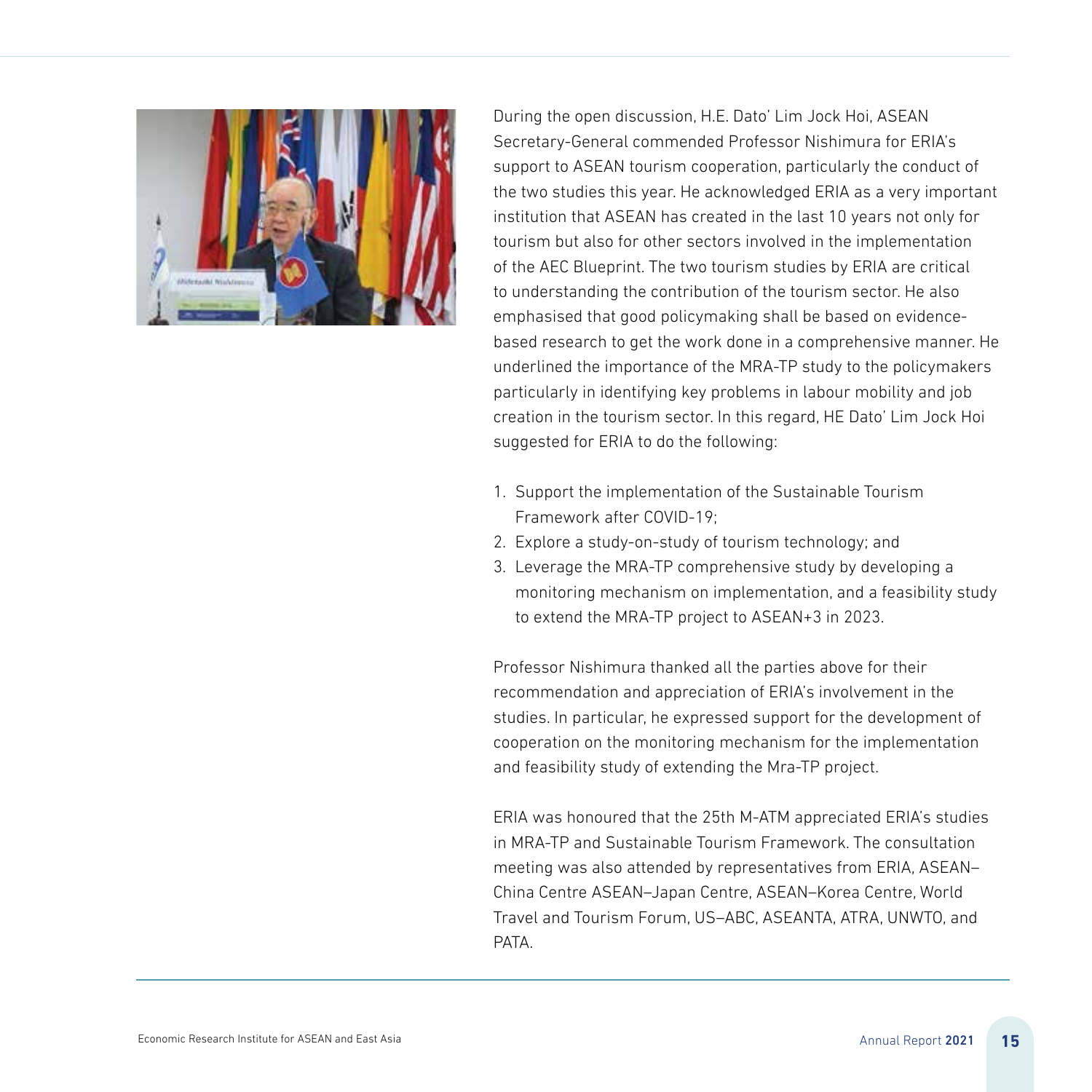During the open discussion, H.E. Dato' Lim Jock Hoi, ASEAN Secretary-General commended Professor Nishimura for ERIA's support to ASEAN tourism cooperation, particularly the conduct of the two studies this year. He acknowledged ERIA as a very important institution that ASEAN has created in the last 10 years not only for tourism but also for other sectors involved in the implementation of the AEC Blueprint. The two tourism studies by ERIA are critical to understanding the contribution of the tourism sector. He also emphasised that good policymaking shall be based on evidence-based research to get the work done in a comprehensive manner. He underlined the importance of the MRA-TP study to the policymakers particularly in identifying key problems in labour mobility and job creation in the tourism sector. In this regard, HE Dato' Lim Jock Hoi suggested for ERIA to do the following:

1. Support the implementation of the Sustainable Tourism Framework after COVID-19;
2. Explore a study-on-study of tourism technology; and
3. Leverage the MRA-TP comprehensive study by developing a monitoring mechanism on implementation, and a feasibility study to extend the MRA-TP project to ASEAN+3 in 2023.

Professor Nishimura thanked all the parties above for their recommendation and appreciation of ERIA's involvement in the studies. In particular, he expressed support for the development of cooperation on the monitoring mechanism for the implementation and feasibility study of extending the Mra-TP project.

ERIA was honoured that the 25th M-ATM appreciated ERIA's studies in MRA-TP and Sustainable Tourism Framework. The consultation meeting was also attended by representatives from ERIA, ASEAN–China Centre ASEAN–Japan Centre, ASEAN–Korea Centre, World Travel and Tourism Forum, US–ABC, ASEANTA, ATRA, UNWTO, and PATA.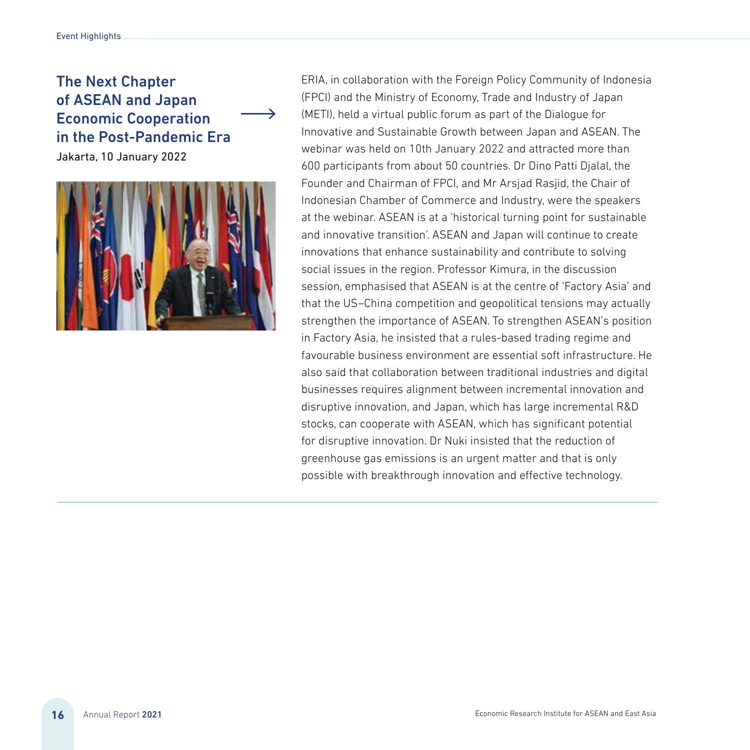## The Next Chapter of ASEAN and Japan Economic Cooperation in the Post-Pandemic Era

Jakarta, 10 January 2022

ERIA, in collaboration with the Foreign Policy Community of Indonesia (FPCI) and the Ministry of Economy, Trade and Industry of Japan (METI), held a virtual public forum as part of the Dialogue for Innovative and Sustainable Growth between Japan and ASEAN. The webinar was held on 10th January 2022 and attracted more than 600 participants from about 50 countries. Dr Dino Patti Djalal, the Founder and Chairman of FPCI, and Mr Arsjad Rasjid, the Chair of Indonesian Chamber of Commerce and Industry, were the speakers at the webinar. ASEAN is at a 'historical turning point for sustainable and innovative transition'. ASEAN and Japan will continue to create innovations that enhance sustainability and contribute to solving social issues in the region. Professor Kimura, in the discussion session, emphasised that ASEAN is at the centre of 'Factory Asia' and that the US–China competition and geopolitical tensions may actually strengthen the importance of ASEAN. To strengthen ASEAN's position in Factory Asia, he insisted that a rules-based trading regime and favourable business environment are essential soft infrastructure. He also said that collaboration between traditional industries and digital businesses requires alignment between incremental innovation and disruptive innovation, and Japan, which has large incremental R&D stocks, can cooperate with ASEAN, which has significant potential for disruptive innovation. Dr Nuki insisted that the reduction of greenhouse gas emissions is an urgent matter and that is only possible with breakthrough innovation and effective technology.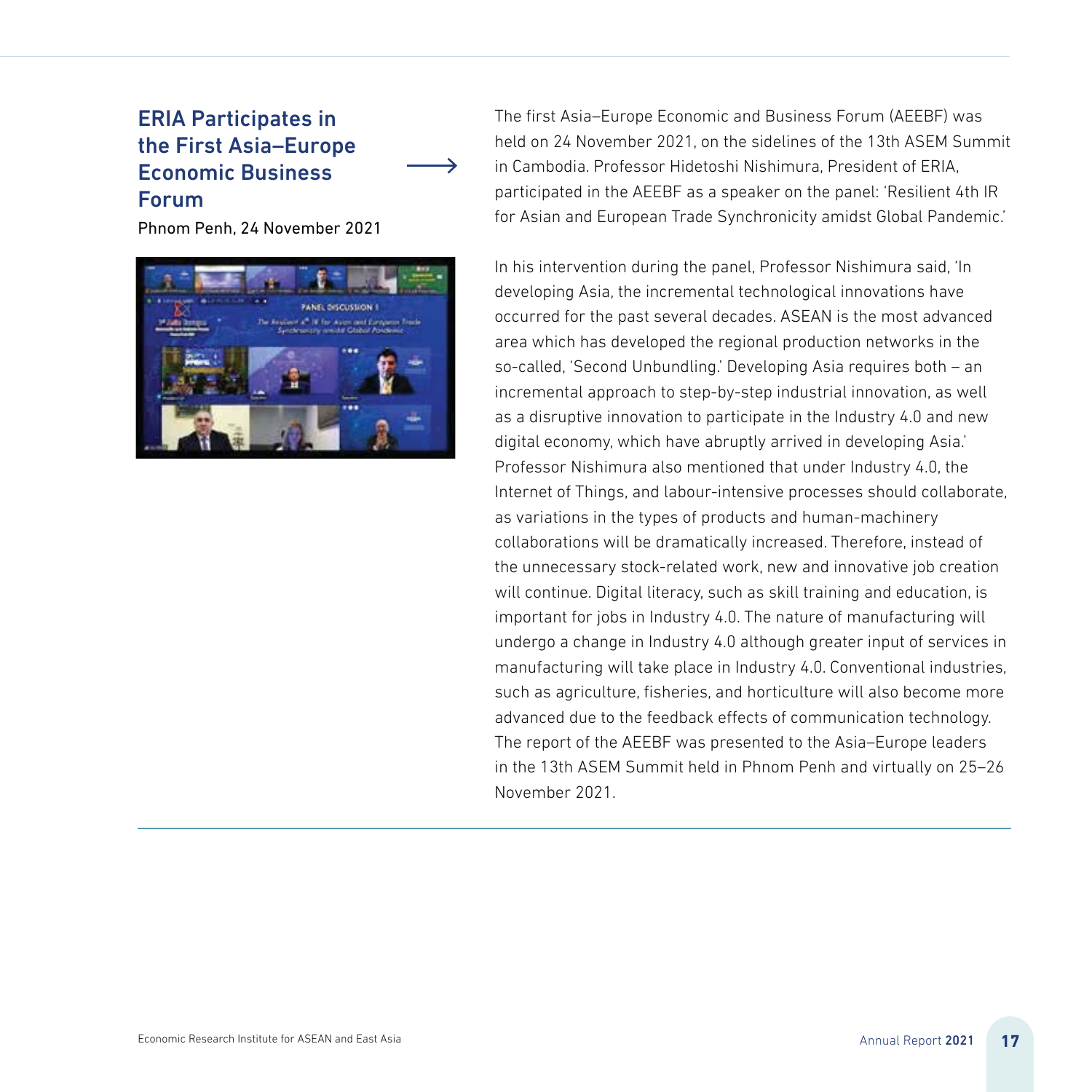## ERIA Participates in the First Asia–Europe Economic Business Forum

Phnom Penh, 24 November 2021

The first Asia–Europe Economic and Business Forum (AEEBF) was held on 24 November 2021, on the sidelines of the 13th ASEM Summit in Cambodia. Professor Hidetoshi Nishimura, President of ERIA, participated in the AEEBF as a speaker on the panel: 'Resilient 4th IR for Asian and European Trade Synchronicity amidst Global Pandemic.'

In his intervention during the panel, Professor Nishimura said, 'In developing Asia, the incremental technological innovations have occurred for the past several decades. ASEAN is the most advanced area which has developed the regional production networks in the so-called, 'Second Unbundling.' Developing Asia requires both – an incremental approach to step-by-step industrial innovation, as well as a disruptive innovation to participate in the Industry 4.0 and new digital economy, which have abruptly arrived in developing Asia.' Professor Nishimura also mentioned that under Industry 4.0, the Internet of Things, and labour-intensive processes should collaborate, as variations in the types of products and human-machinery collaborations will be dramatically increased. Therefore, instead of the unnecessary stock-related work, new and innovative job creation will continue. Digital literacy, such as skill training and education, is important for jobs in Industry 4.0. The nature of manufacturing will undergo a change in Industry 4.0 although greater input of services in manufacturing will take place in Industry 4.0. Conventional industries, such as agriculture, fisheries, and horticulture will also become more advanced due to the feedback effects of communication technology. The report of the AEEBF was presented to the Asia–Europe leaders in the 13th ASEM Summit held in Phnom Penh and virtually on 25–26 November 2021.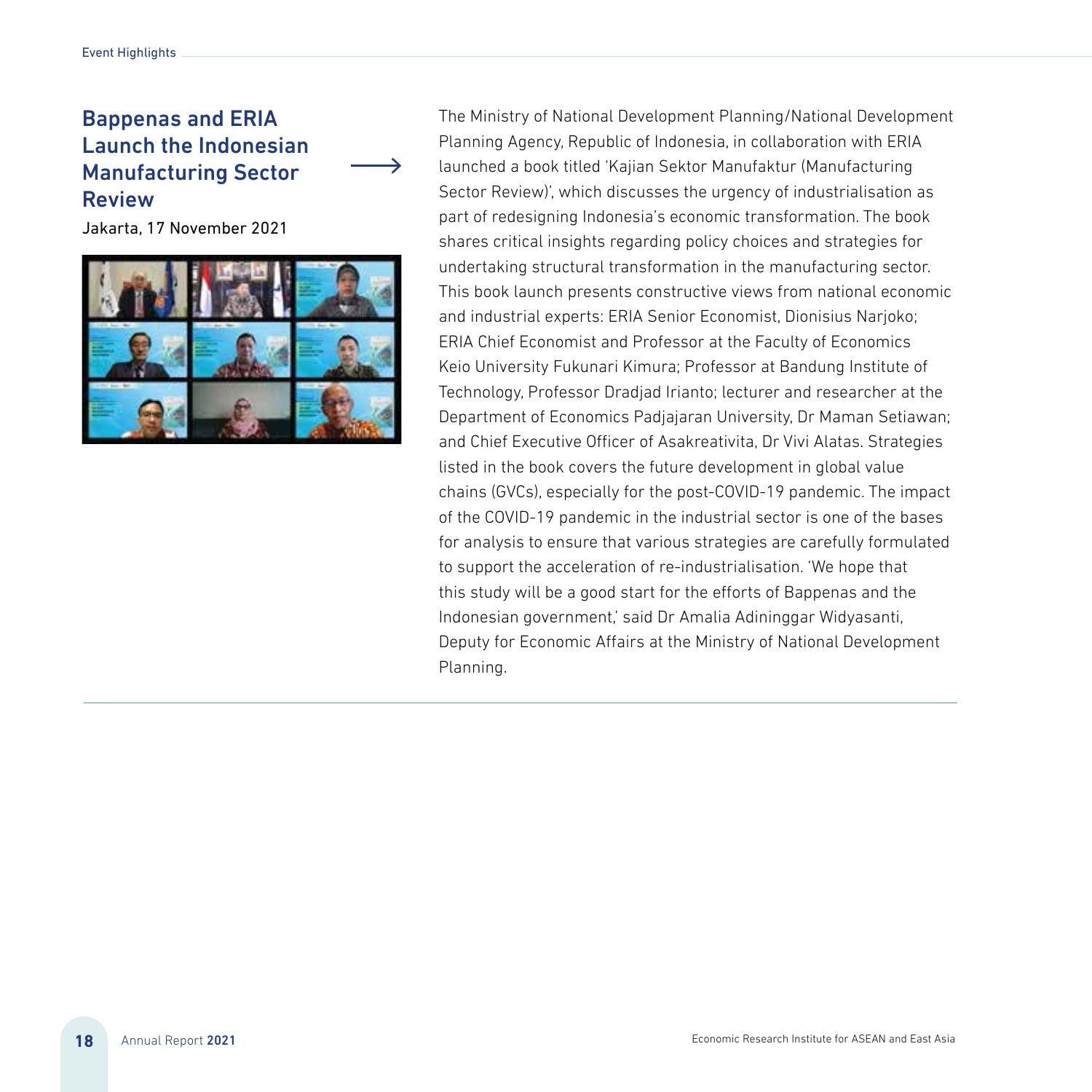## Bappenas and ERIA Launch the Indonesian Manufacturing Sector Review

Jakarta, 17 November 2021

The Ministry of National Development Planning/National Development Planning Agency, Republic of Indonesia, in collaboration with ERIA launched a book titled 'Kajian Sektor Manufaktur (Manufacturing Sector Review)', which discusses the urgency of industrialisation as part of redesigning Indonesia's economic transformation. The book shares critical insights regarding policy choices and strategies for undertaking structural transformation in the manufacturing sector. This book launch presents constructive views from national economic and industrial experts: ERIA Senior Economist, Dionisius Narjoko; ERIA Chief Economist and Professor at the Faculty of Economics Keio University Fukunari Kimura; Professor at Bandung Institute of Technology, Professor Dradjad Irianto; lecturer and researcher at the Department of Economics Padjajaran University, Dr Maman Setiawan; and Chief Executive Officer of Asakreativita, Dr Vivi Alatas. Strategies listed in the book covers the future development in global value chains (GVCs), especially for the post-COVID-19 pandemic. The impact of the COVID-19 pandemic in the industrial sector is one of the bases for analysis to ensure that various strategies are carefully formulated to support the acceleration of re-industrialisation. 'We hope that this study will be a good start for the efforts of Bappenas and the Indonesian government,' said Dr Amalia Adininggar Widyasanti, Deputy for Economic Affairs at the Ministry of National Development Planning.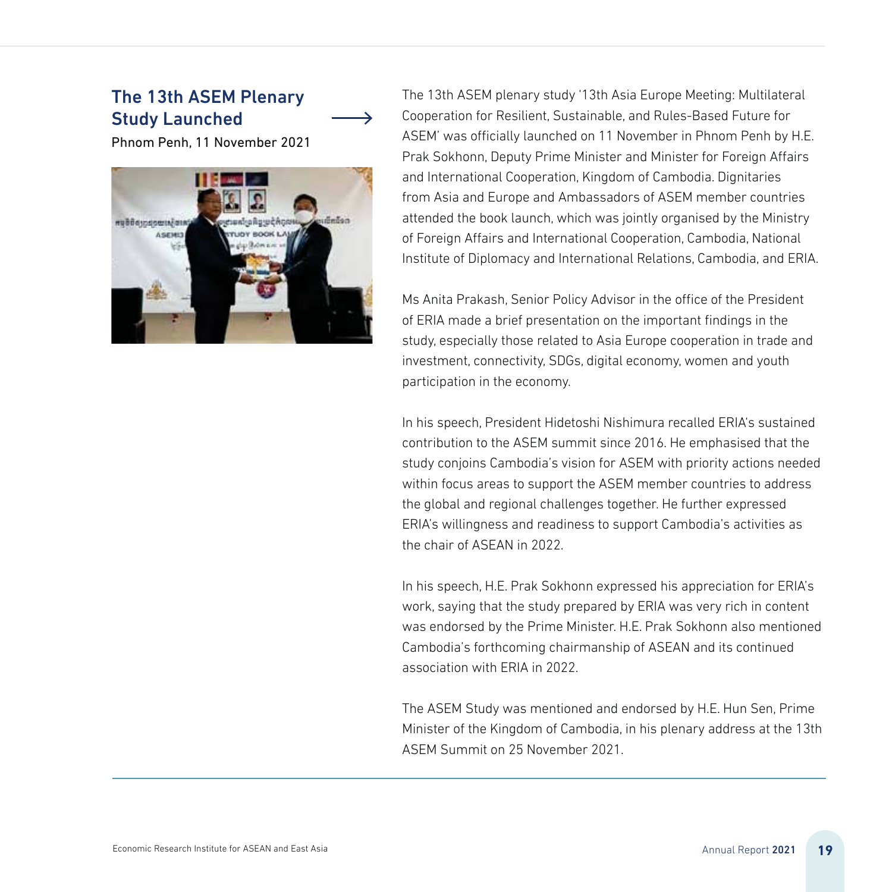## The 13th ASEM Plenary Study Launched

Phnom Penh, 11 November 2021

The 13th ASEM plenary study '13th Asia Europe Meeting: Multilateral Cooperation for Resilient, Sustainable, and Rules-Based Future for ASEM' was officially launched on 11 November in Phnom Penh by H.E. Prak Sokhonn, Deputy Prime Minister and Minister for Foreign Affairs and International Cooperation, Kingdom of Cambodia. Dignitaries from Asia and Europe and Ambassadors of ASEM member countries attended the book launch, which was jointly organised by the Ministry of Foreign Affairs and International Cooperation, Cambodia, National Institute of Diplomacy and International Relations, Cambodia, and ERIA.

Ms Anita Prakash, Senior Policy Advisor in the office of the President of ERIA made a brief presentation on the important findings in the study, especially those related to Asia Europe cooperation in trade and investment, connectivity, SDGs, digital economy, women and youth participation in the economy.

In his speech, President Hidetoshi Nishimura recalled ERIA's sustained contribution to the ASEM summit since 2016. He emphasised that the study conjoins Cambodia's vision for ASEM with priority actions needed within focus areas to support the ASEM member countries to address the global and regional challenges together. He further expressed ERIA's willingness and readiness to support Cambodia's activities as the chair of ASEAN in 2022.

In his speech, H.E. Prak Sokhonn expressed his appreciation for ERIA's work, saying that the study prepared by ERIA was very rich in content was endorsed by the Prime Minister. H.E. Prak Sokhonn also mentioned Cambodia's forthcoming chairmanship of ASEAN and its continued association with ERIA in 2022.

The ASEM Study was mentioned and endorsed by H.E. Hun Sen, Prime Minister of the Kingdom of Cambodia, in his plenary address at the 13th ASEM Summit on 25 November 2021.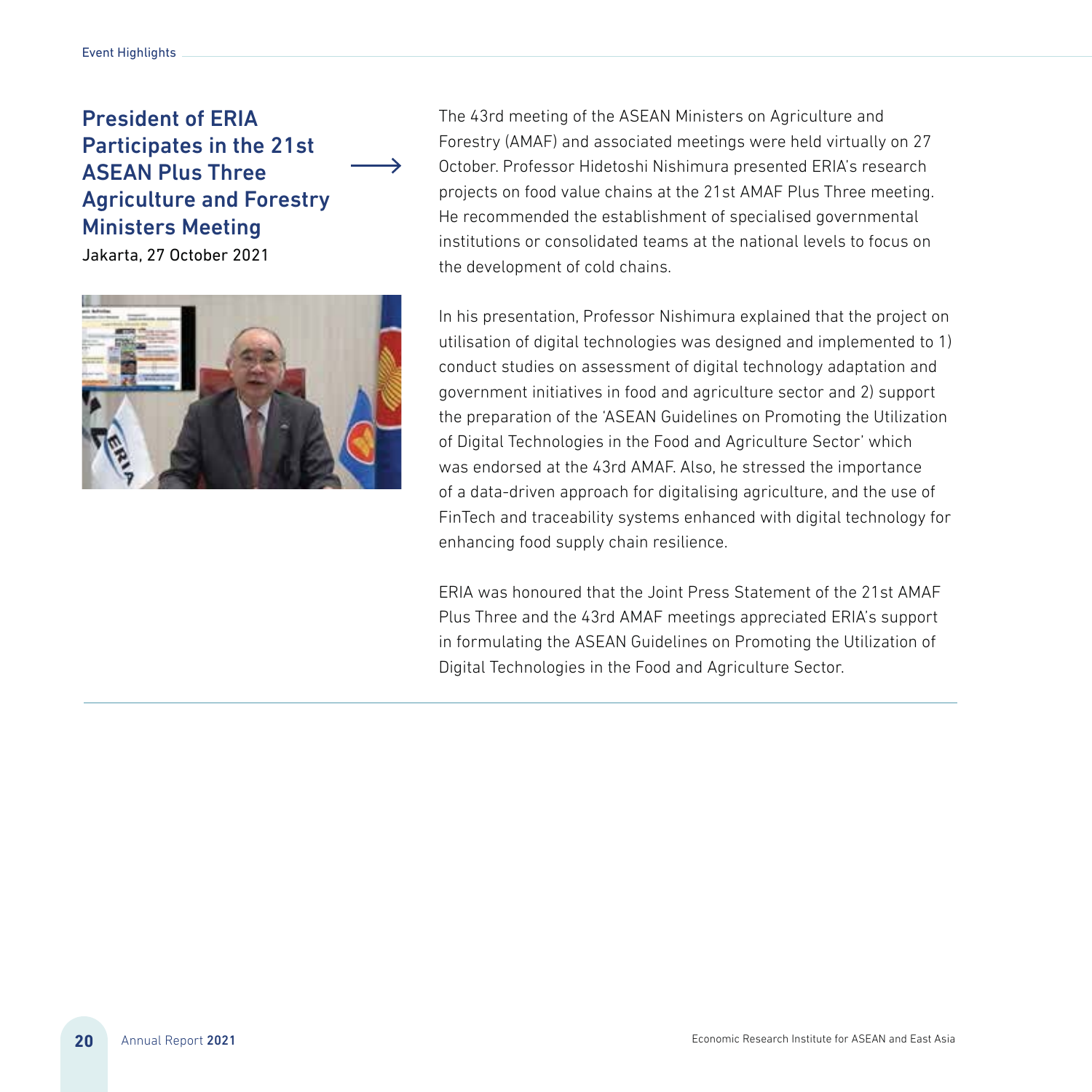## President of ERIA Participates in the 21st ASEAN Plus Three Agriculture and Forestry Ministers Meeting

Jakarta, 27 October 2021

The 43rd meeting of the ASEAN Ministers on Agriculture and Forestry (AMAF) and associated meetings were held virtually on 27 October. Professor Hidetoshi Nishimura presented ERIA's research projects on food value chains at the 21st AMAF Plus Three meeting. He recommended the establishment of specialised governmental institutions or consolidated teams at the national levels to focus on the development of cold chains.

In his presentation, Professor Nishimura explained that the project on utilisation of digital technologies was designed and implemented to 1) conduct studies on assessment of digital technology adaptation and government initiatives in food and agriculture sector and 2) support the preparation of the 'ASEAN Guidelines on Promoting the Utilization of Digital Technologies in the Food and Agriculture Sector' which was endorsed at the 43rd AMAF. Also, he stressed the importance of a data-driven approach for digitalising agriculture, and the use of FinTech and traceability systems enhanced with digital technology for enhancing food supply chain resilience.

ERIA was honoured that the Joint Press Statement of the 21st AMAF Plus Three and the 43rd AMAF meetings appreciated ERIA's support in formulating the ASEAN Guidelines on Promoting the Utilization of Digital Technologies in the Food and Agriculture Sector.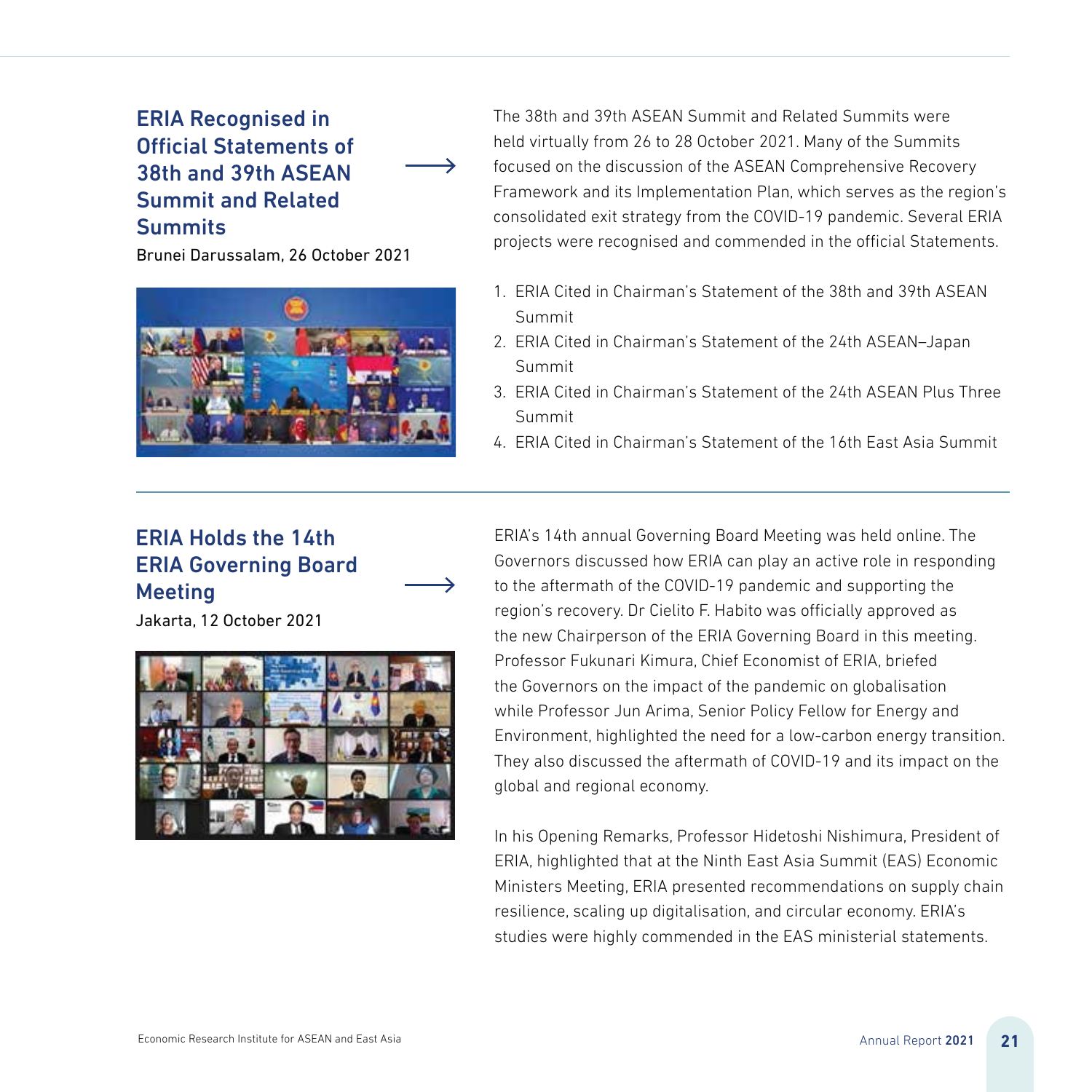## ERIA Recognised in Official Statements of 38th and 39th ASEAN Summit and Related Summits

Brunei Darussalam, 26 October 2021

The 38th and 39th ASEAN Summit and Related Summits were held virtually from 26 to 28 October 2021. Many of the Summits focused on the discussion of the ASEAN Comprehensive Recovery Framework and its Implementation Plan, which serves as the region's consolidated exit strategy from the COVID-19 pandemic. Several ERIA projects were recognised and commended in the official Statements.

1. ERIA Cited in Chairman's Statement of the 38th and 39th ASEAN Summit
2. ERIA Cited in Chairman's Statement of the 24th ASEAN–Japan Summit
3. ERIA Cited in Chairman's Statement of the 24th ASEAN Plus Three Summit
4. ERIA Cited in Chairman's Statement of the 16th East Asia Summit

## ERIA Holds the 14th ERIA Governing Board Meeting

Jakarta, 12 October 2021

ERIA's 14th annual Governing Board Meeting was held online. The Governors discussed how ERIA can play an active role in responding to the aftermath of the COVID-19 pandemic and supporting the region's recovery. Dr Cielito F. Habito was officially approved as the new Chairperson of the ERIA Governing Board in this meeting. Professor Fukunari Kimura, Chief Economist of ERIA, briefed the Governors on the impact of the pandemic on globalisation while Professor Jun Arima, Senior Policy Fellow for Energy and Environment, highlighted the need for a low-carbon energy transition. They also discussed the aftermath of COVID-19 and its impact on the global and regional economy.

In his Opening Remarks, Professor Hidetoshi Nishimura, President of ERIA, highlighted that at the Ninth East Asia Summit (EAS) Economic Ministers Meeting, ERIA presented recommendations on supply chain resilience, scaling up digitalisation, and circular economy. ERIA's studies were highly commended in the EAS ministerial statements.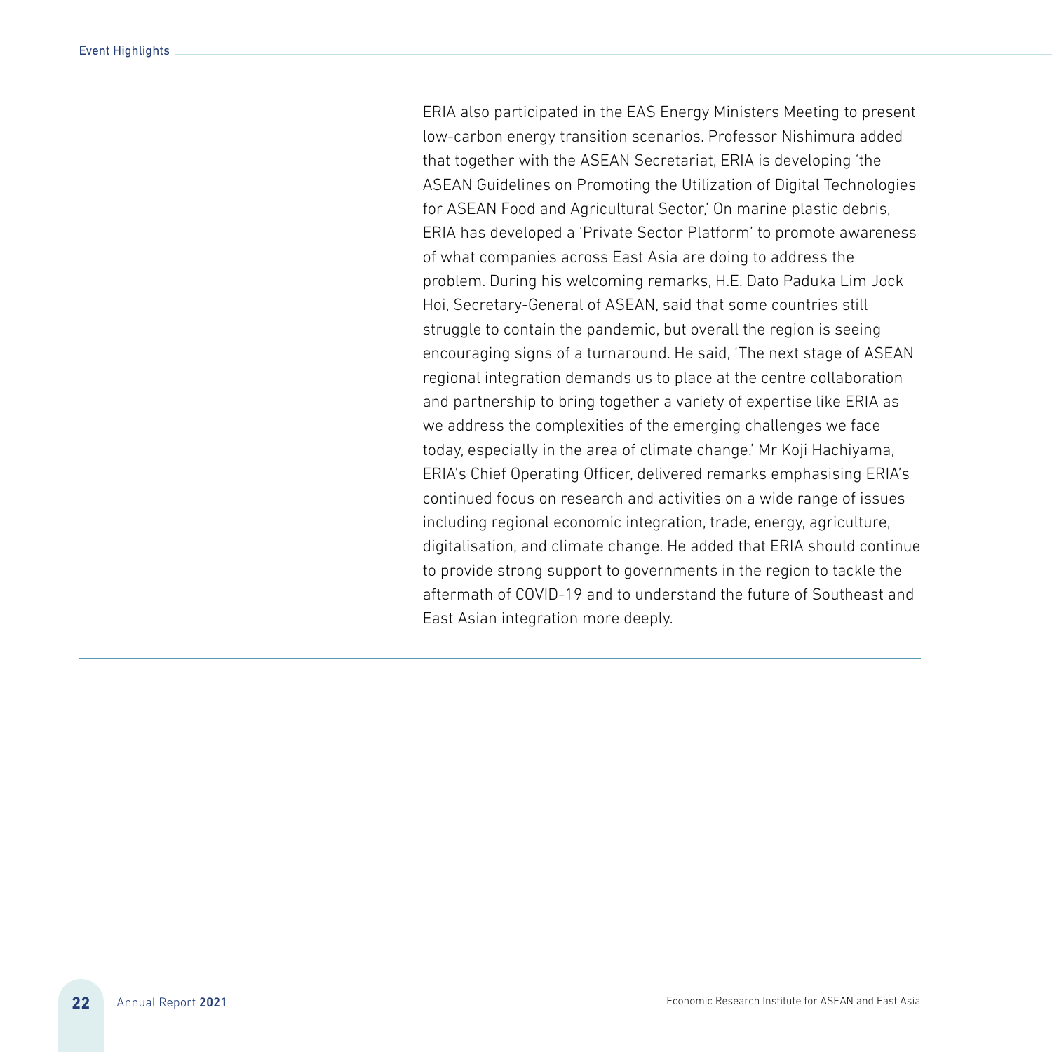ERIA also participated in the EAS Energy Ministers Meeting to present low-carbon energy transition scenarios. Professor Nishimura added that together with the ASEAN Secretariat, ERIA is developing 'the ASEAN Guidelines on Promoting the Utilization of Digital Technologies for ASEAN Food and Agricultural Sector,' On marine plastic debris, ERIA has developed a 'Private Sector Platform' to promote awareness of what companies across East Asia are doing to address the problem. During his welcoming remarks, H.E. Dato Paduka Lim Jock Hoi, Secretary-General of ASEAN, said that some countries still struggle to contain the pandemic, but overall the region is seeing encouraging signs of a turnaround. He said, 'The next stage of ASEAN regional integration demands us to place at the centre collaboration and partnership to bring together a variety of expertise like ERIA as we address the complexities of the emerging challenges we face today, especially in the area of climate change.' Mr Koji Hachiyama, ERIA's Chief Operating Officer, delivered remarks emphasising ERIA's continued focus on research and activities on a wide range of issues including regional economic integration, trade, energy, agriculture, digitalisation, and climate change. He added that ERIA should continue to provide strong support to governments in the region to tackle the aftermath of COVID-19 and to understand the future of Southeast and East Asian integration more deeply.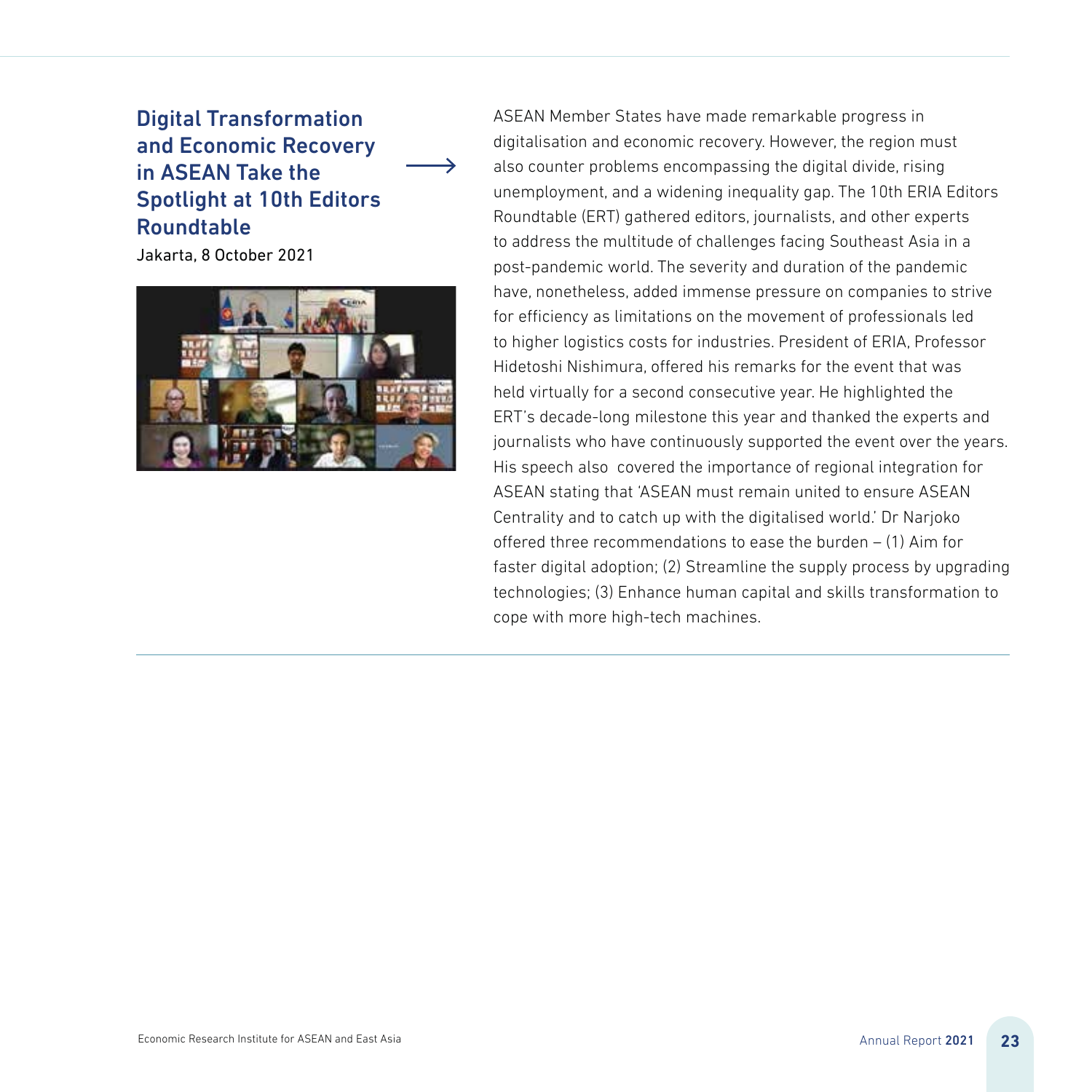## Digital Transformation and Economic Recovery in ASEAN Take the Spotlight at 10th Editors Roundtable

Jakarta, 8 October 2021

ASEAN Member States have made remarkable progress in digitalisation and economic recovery. However, the region must also counter problems encompassing the digital divide, rising unemployment, and a widening inequality gap. The 10th ERIA Editors Roundtable (ERT) gathered editors, journalists, and other experts to address the multitude of challenges facing Southeast Asia in a post-pandemic world. The severity and duration of the pandemic have, nonetheless, added immense pressure on companies to strive for efficiency as limitations on the movement of professionals led to higher logistics costs for industries. President of ERIA, Professor Hidetoshi Nishimura, offered his remarks for the event that was held virtually for a second consecutive year. He highlighted the ERT's decade-long milestone this year and thanked the experts and journalists who have continuously supported the event over the years. His speech also covered the importance of regional integration for ASEAN stating that 'ASEAN must remain united to ensure ASEAN Centrality and to catch up with the digitalised world.' Dr Narjoko offered three recommendations to ease the burden – (1) Aim for faster digital adoption; (2) Streamline the supply process by upgrading technologies; (3) Enhance human capital and skills transformation to cope with more high-tech machines.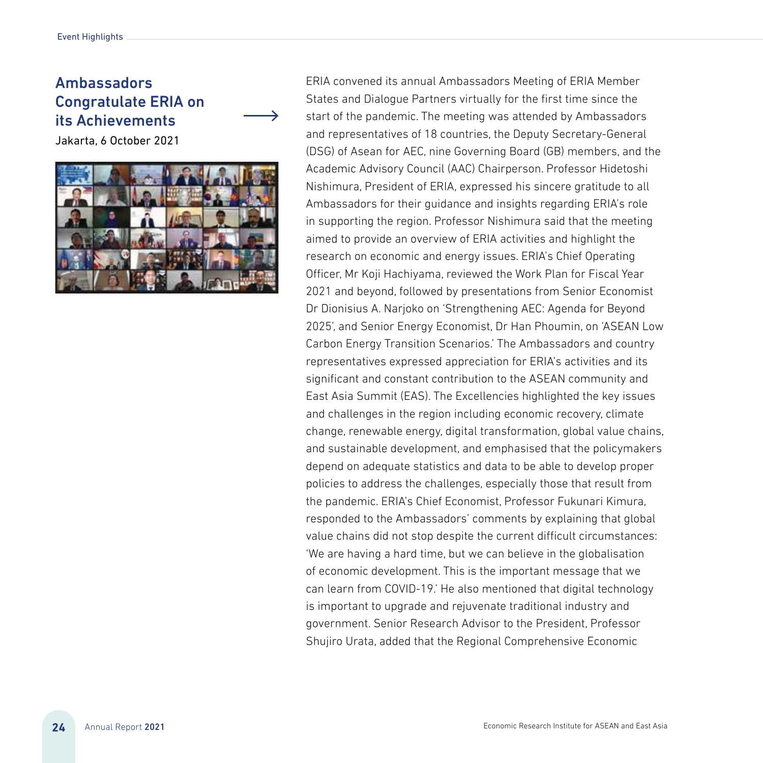## Ambassadors Congratulate ERIA on its Achievements

Jakarta, 6 October 2021

ERIA convened its annual Ambassadors Meeting of ERIA Member States and Dialogue Partners virtually for the first time since the start of the pandemic. The meeting was attended by Ambassadors and representatives of 18 countries, the Deputy Secretary-General (DSG) of Asean for AEC, nine Governing Board (GB) members, and the Academic Advisory Council (AAC) Chairperson. Professor Hidetoshi Nishimura, President of ERIA, expressed his sincere gratitude to all Ambassadors for their guidance and insights regarding ERIA's role in supporting the region. Professor Nishimura said that the meeting aimed to provide an overview of ERIA activities and highlight the research on economic and energy issues. ERIA's Chief Operating Officer, Mr Koji Hachiyama, reviewed the Work Plan for Fiscal Year 2021 and beyond, followed by presentations from Senior Economist Dr Dionisius A. Narjoko on 'Strengthening AEC: Agenda for Beyond 2025', and Senior Energy Economist, Dr Han Phoumin, on 'ASEAN Low Carbon Energy Transition Scenarios.' The Ambassadors and country representatives expressed appreciation for ERIA's activities and its significant and constant contribution to the ASEAN community and East Asia Summit (EAS). The Excellencies highlighted the key issues and challenges in the region including economic recovery, climate change, renewable energy, digital transformation, global value chains, and sustainable development, and emphasised that the policymakers depend on adequate statistics and data to be able to develop proper policies to address the challenges, especially those that result from the pandemic. ERIA's Chief Economist, Professor Fukunari Kimura, responded to the Ambassadors' comments by explaining that global value chains did not stop despite the current difficult circumstances: 'We are having a hard time, but we can believe in the globalisation of economic development. This is the important message that we can learn from COVID-19.' He also mentioned that digital technology is important to upgrade and rejuvenate traditional industry and government. Senior Research Advisor to the President, Professor Shujiro Urata, added that the Regional Comprehensive Economic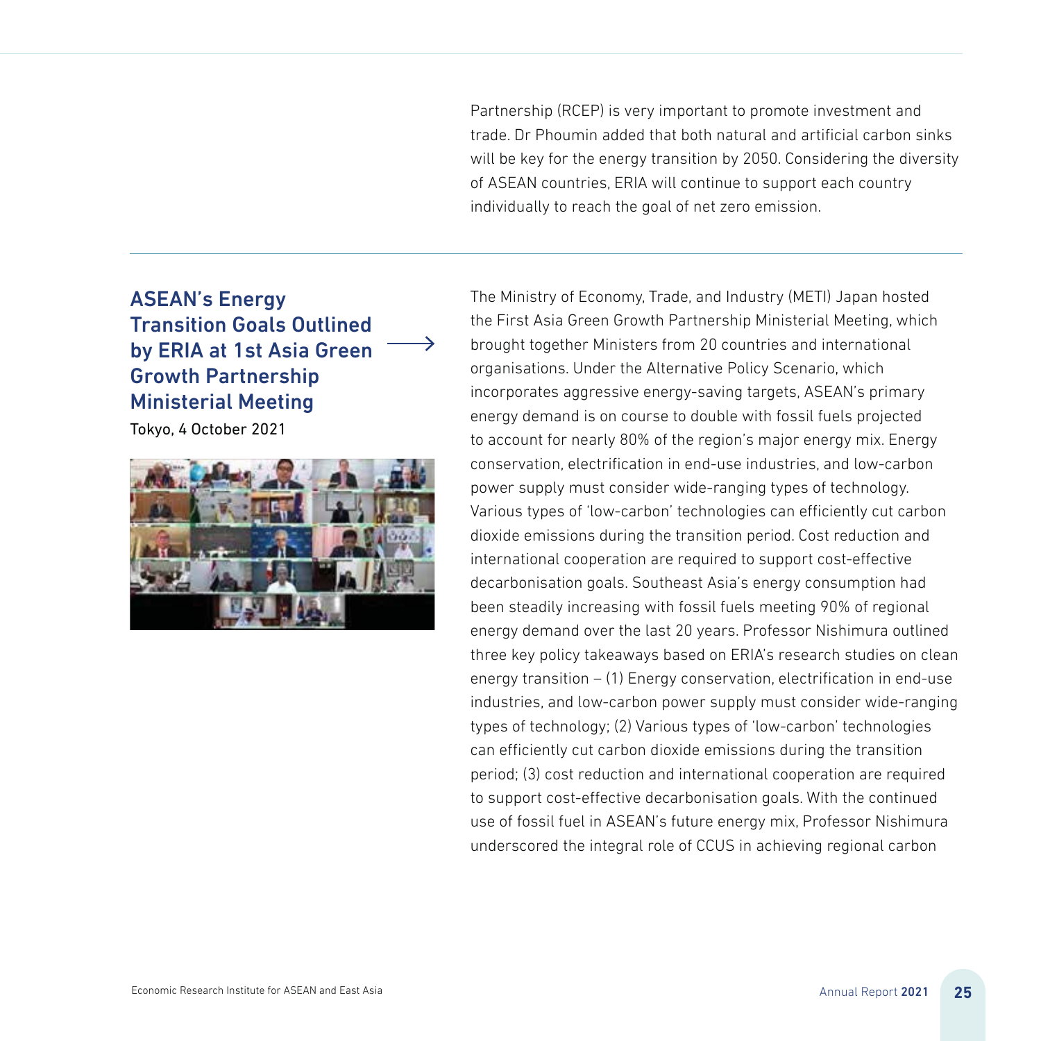Partnership (RCEP) is very important to promote investment and trade. Dr Phoumin added that both natural and artificial carbon sinks will be key for the energy transition by 2050. Considering the diversity of ASEAN countries, ERIA will continue to support each country individually to reach the goal of net zero emission.

## ASEAN's Energy Transition Goals Outlined by ERIA at 1st Asia Green Growth Partnership Ministerial Meeting

Tokyo, 4 October 2021

The Ministry of Economy, Trade, and Industry (METI) Japan hosted the First Asia Green Growth Partnership Ministerial Meeting, which brought together Ministers from 20 countries and international organisations. Under the Alternative Policy Scenario, which incorporates aggressive energy-saving targets, ASEAN's primary energy demand is on course to double with fossil fuels projected to account for nearly 80% of the region's major energy mix. Energy conservation, electrification in end-use industries, and low-carbon power supply must consider wide-ranging types of technology. Various types of 'low-carbon' technologies can efficiently cut carbon dioxide emissions during the transition period. Cost reduction and international cooperation are required to support cost-effective decarbonisation goals. Southeast Asia's energy consumption had been steadily increasing with fossil fuels meeting 90% of regional energy demand over the last 20 years. Professor Nishimura outlined three key policy takeaways based on ERIA's research studies on clean energy transition – (1) Energy conservation, electrification in end-use industries, and low-carbon power supply must consider wide-ranging types of technology; (2) Various types of 'low-carbon' technologies can efficiently cut carbon dioxide emissions during the transition period; (3) cost reduction and international cooperation are required to support cost-effective decarbonisation goals. With the continued use of fossil fuel in ASEAN's future energy mix, Professor Nishimura underscored the integral role of CCUS in achieving regional carbon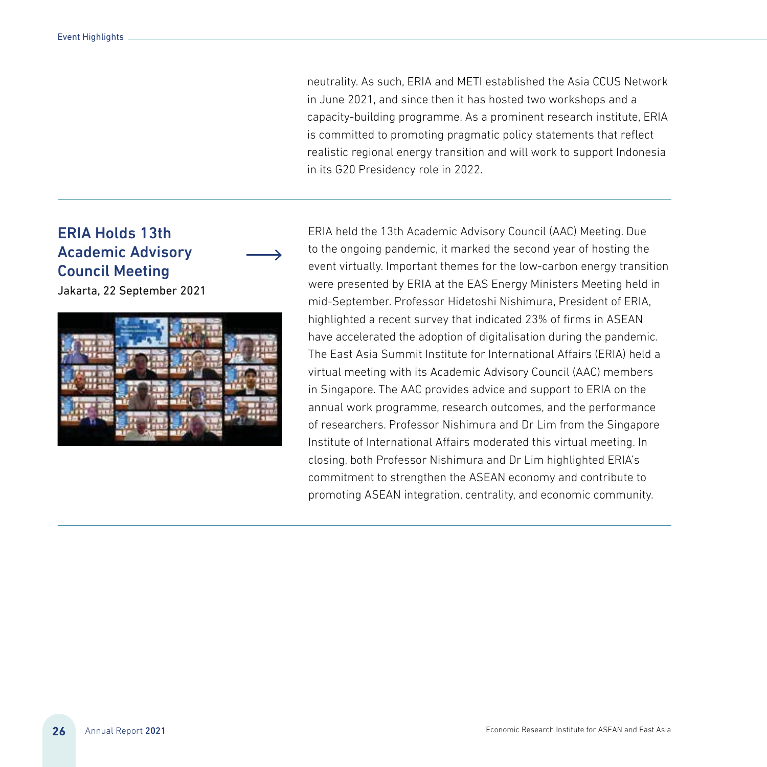neutrality. As such, ERIA and METI established the Asia CCUS Network in June 2021, and since then it has hosted two workshops and a capacity-building programme. As a prominent research institute, ERIA is committed to promoting pragmatic policy statements that reflect realistic regional energy transition and will work to support Indonesia in its G20 Presidency role in 2022.

## ERIA Holds 13th Academic Advisory Council Meeting

Jakarta, 22 September 2021

ERIA held the 13th Academic Advisory Council (AAC) Meeting. Due to the ongoing pandemic, it marked the second year of hosting the event virtually. Important themes for the low-carbon energy transition were presented by ERIA at the EAS Energy Ministers Meeting held in mid-September. Professor Hidetoshi Nishimura, President of ERIA, highlighted a recent survey that indicated 23% of firms in ASEAN have accelerated the adoption of digitalisation during the pandemic. The East Asia Summit Institute for International Affairs (ERIA) held a virtual meeting with its Academic Advisory Council (AAC) members in Singapore. The AAC provides advice and support to ERIA on the annual work programme, research outcomes, and the performance of researchers. Professor Nishimura and Dr Lim from the Singapore Institute of International Affairs moderated this virtual meeting. In closing, both Professor Nishimura and Dr Lim highlighted ERIA's commitment to strengthen the ASEAN economy and contribute to promoting ASEAN integration, centrality, and economic community.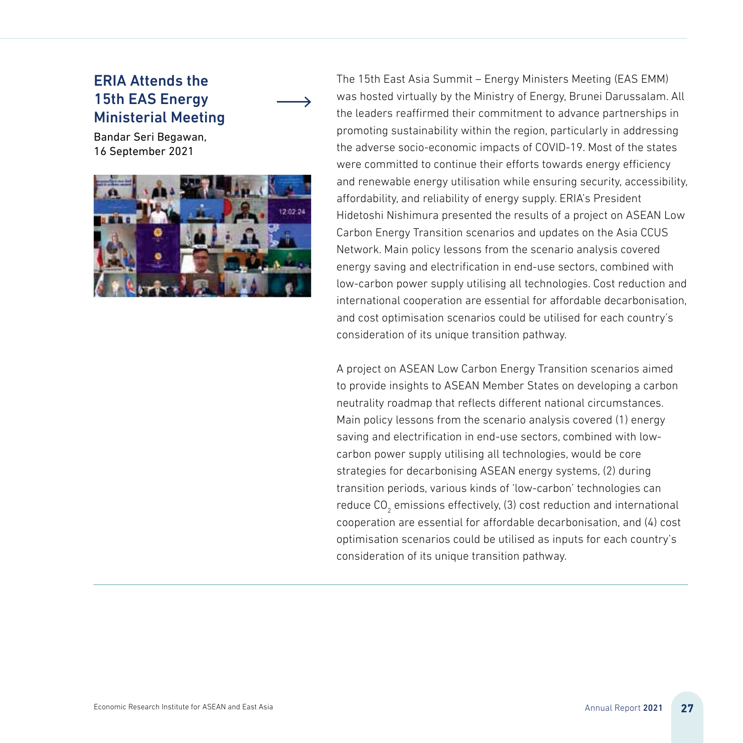## ERIA Attends the 15th EAS Energy Ministerial Meeting

Bandar Seri Begawan,
16 September 2021

The 15th East Asia Summit – Energy Ministers Meeting (EAS EMM) was hosted virtually by the Ministry of Energy, Brunei Darussalam. All the leaders reaffirmed their commitment to advance partnerships in promoting sustainability within the region, particularly in addressing the adverse socio-economic impacts of COVID-19. Most of the states were committed to continue their efforts towards energy efficiency and renewable energy utilisation while ensuring security, accessibility, affordability, and reliability of energy supply. ERIA's President Hidetoshi Nishimura presented the results of a project on ASEAN Low Carbon Energy Transition scenarios and updates on the Asia CCUS Network. Main policy lessons from the scenario analysis covered energy saving and electrification in end-use sectors, combined with low-carbon power supply utilising all technologies. Cost reduction and international cooperation are essential for affordable decarbonisation, and cost optimisation scenarios could be utilised for each country's consideration of its unique transition pathway.

A project on ASEAN Low Carbon Energy Transition scenarios aimed to provide insights to ASEAN Member States on developing a carbon neutrality roadmap that reflects different national circumstances. Main policy lessons from the scenario analysis covered (1) energy saving and electrification in end-use sectors, combined with low-carbon power supply utilising all technologies, would be core strategies for decarbonising ASEAN energy systems, (2) during transition periods, various kinds of 'low-carbon' technologies can reduce $CO_2$ emissions effectively, (3) cost reduction and international cooperation are essential for affordable decarbonisation, and (4) cost optimisation scenarios could be utilised as inputs for each country's consideration of its unique transition pathway.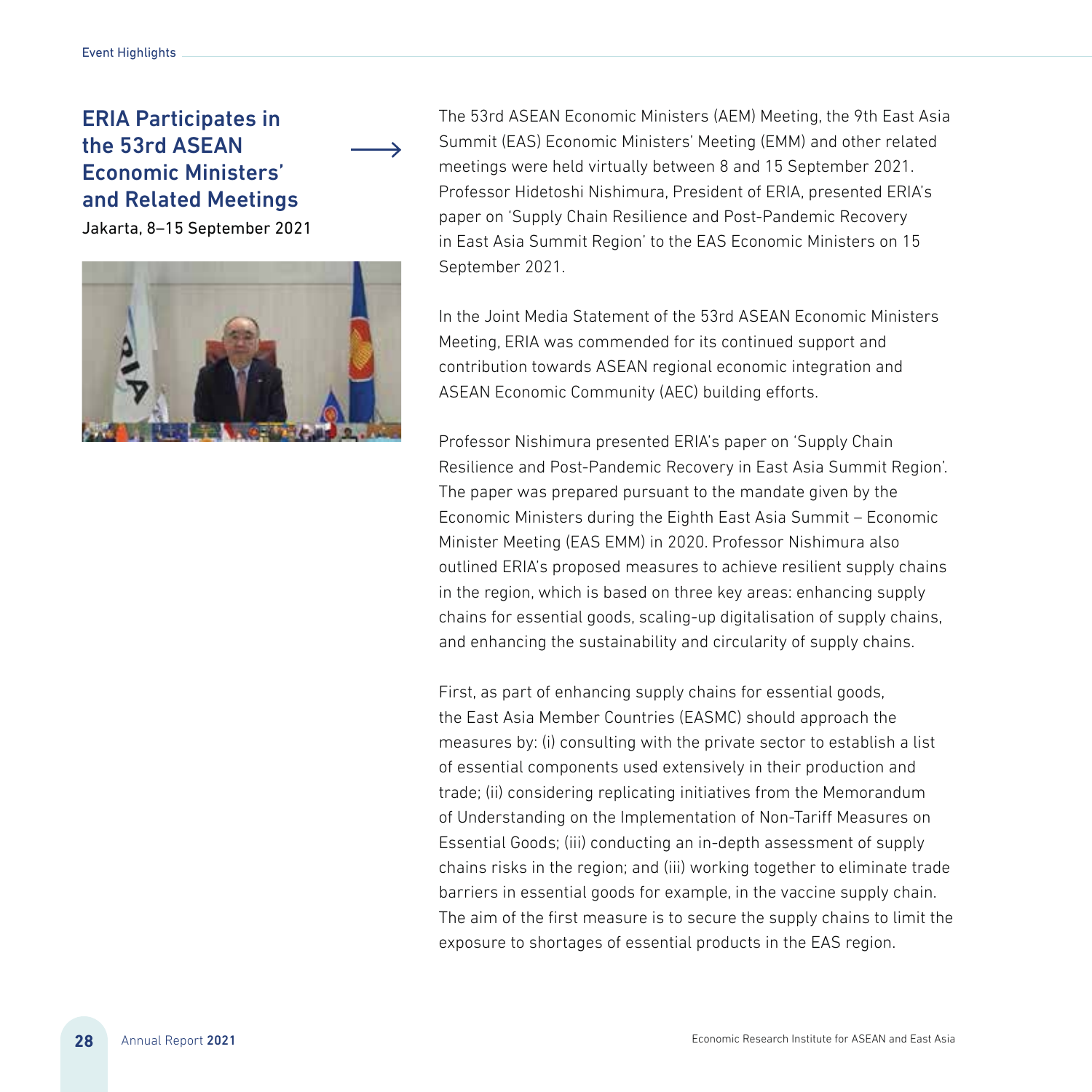## ERIA Participates in the 53rd ASEAN Economic Ministers' and Related Meetings

Jakarta, 8–15 September 2021

The 53rd ASEAN Economic Ministers (AEM) Meeting, the 9th East Asia Summit (EAS) Economic Ministers' Meeting (EMM) and other related meetings were held virtually between 8 and 15 September 2021. Professor Hidetoshi Nishimura, President of ERIA, presented ERIA's paper on 'Supply Chain Resilience and Post-Pandemic Recovery in East Asia Summit Region' to the EAS Economic Ministers on 15 September 2021.

In the Joint Media Statement of the 53rd ASEAN Economic Ministers Meeting, ERIA was commended for its continued support and contribution towards ASEAN regional economic integration and ASEAN Economic Community (AEC) building efforts.

Professor Nishimura presented ERIA's paper on 'Supply Chain Resilience and Post-Pandemic Recovery in East Asia Summit Region'. The paper was prepared pursuant to the mandate given by the Economic Ministers during the Eighth East Asia Summit – Economic Minister Meeting (EAS EMM) in 2020. Professor Nishimura also outlined ERIA's proposed measures to achieve resilient supply chains in the region, which is based on three key areas: enhancing supply chains for essential goods, scaling-up digitalisation of supply chains, and enhancing the sustainability and circularity of supply chains.

First, as part of enhancing supply chains for essential goods, the East Asia Member Countries (EASMC) should approach the measures by: (i) consulting with the private sector to establish a list of essential components used extensively in their production and trade; (ii) considering replicating initiatives from the Memorandum of Understanding on the Implementation of Non-Tariff Measures on Essential Goods; (iii) conducting an in-depth assessment of supply chains risks in the region; and (iii) working together to eliminate trade barriers in essential goods for example, in the vaccine supply chain. The aim of the first measure is to secure the supply chains to limit the exposure to shortages of essential products in the EAS region.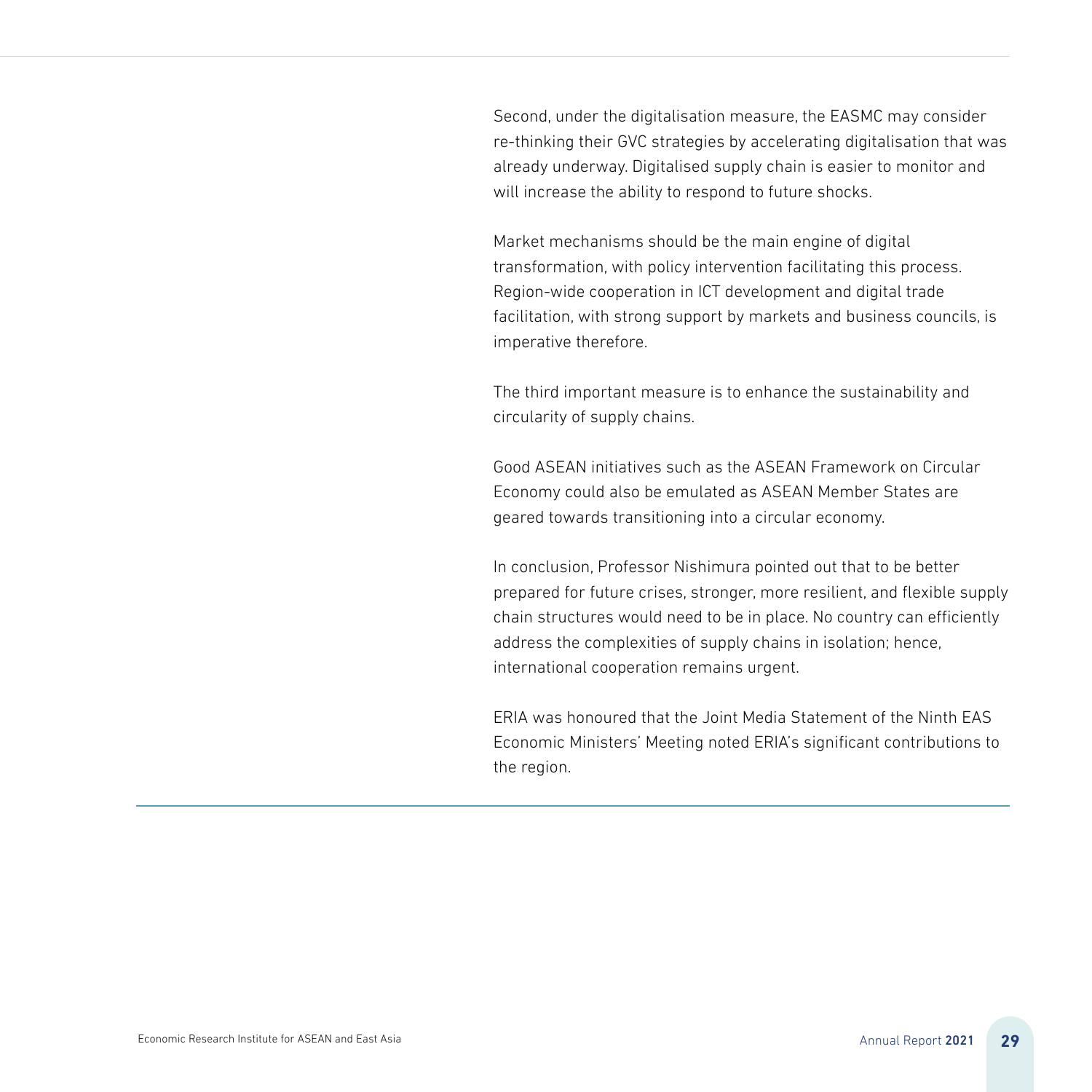Second, under the digitalisation measure, the EASMC may consider re-thinking their GVC strategies by accelerating digitalisation that was already underway. Digitalised supply chain is easier to monitor and will increase the ability to respond to future shocks.

Market mechanisms should be the main engine of digital transformation, with policy intervention facilitating this process. Region-wide cooperation in ICT development and digital trade facilitation, with strong support by markets and business councils, is imperative therefore.

The third important measure is to enhance the sustainability and circularity of supply chains.

Good ASEAN initiatives such as the ASEAN Framework on Circular Economy could also be emulated as ASEAN Member States are geared towards transitioning into a circular economy.

In conclusion, Professor Nishimura pointed out that to be better prepared for future crises, stronger, more resilient, and flexible supply chain structures would need to be in place. No country can efficiently address the complexities of supply chains in isolation; hence, international cooperation remains urgent.

ERIA was honoured that the Joint Media Statement of the Ninth EAS Economic Ministers' Meeting noted ERIA's significant contributions to the region.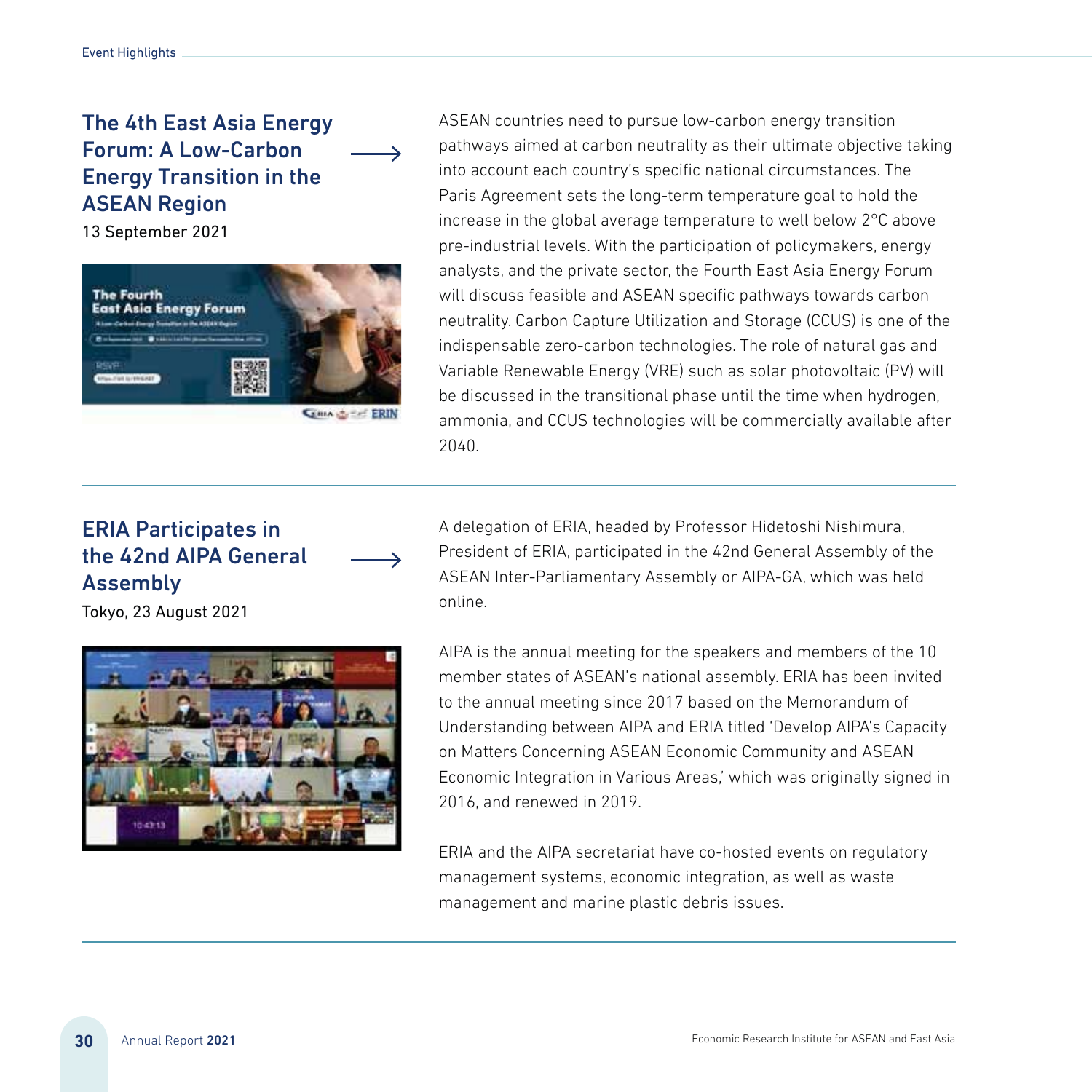## The 4th East Asia Energy Forum: A Low-Carbon Energy Transition in the ASEAN Region

13 September 2021

ASEAN countries need to pursue low-carbon energy transition pathways aimed at carbon neutrality as their ultimate objective taking into account each country's specific national circumstances. The Paris Agreement sets the long-term temperature goal to hold the increase in the global average temperature to well below 2°C above pre-industrial levels. With the participation of policymakers, energy analysts, and the private sector, the Fourth East Asia Energy Forum will discuss feasible and ASEAN specific pathways towards carbon neutrality. Carbon Capture Utilization and Storage (CCUS) is one of the indispensable zero-carbon technologies. The role of natural gas and Variable Renewable Energy (VRE) such as solar photovoltaic (PV) will be discussed in the transitional phase until the time when hydrogen, ammonia, and CCUS technologies will be commercially available after 2040.

## ERIA Participates in the 42nd AIPA General Assembly

Tokyo, 23 August 2021

A delegation of ERIA, headed by Professor Hidetoshi Nishimura, President of ERIA, participated in the 42nd General Assembly of the ASEAN Inter-Parliamentary Assembly or AIPA-GA, which was held online.

AIPA is the annual meeting for the speakers and members of the 10 member states of ASEAN's national assembly. ERIA has been invited to the annual meeting since 2017 based on the Memorandum of Understanding between AIPA and ERIA titled 'Develop AIPA's Capacity on Matters Concerning ASEAN Economic Community and ASEAN Economic Integration in Various Areas,' which was originally signed in 2016, and renewed in 2019.

ERIA and the AIPA secretariat have co-hosted events on regulatory management systems, economic integration, as well as waste management and marine plastic debris issues.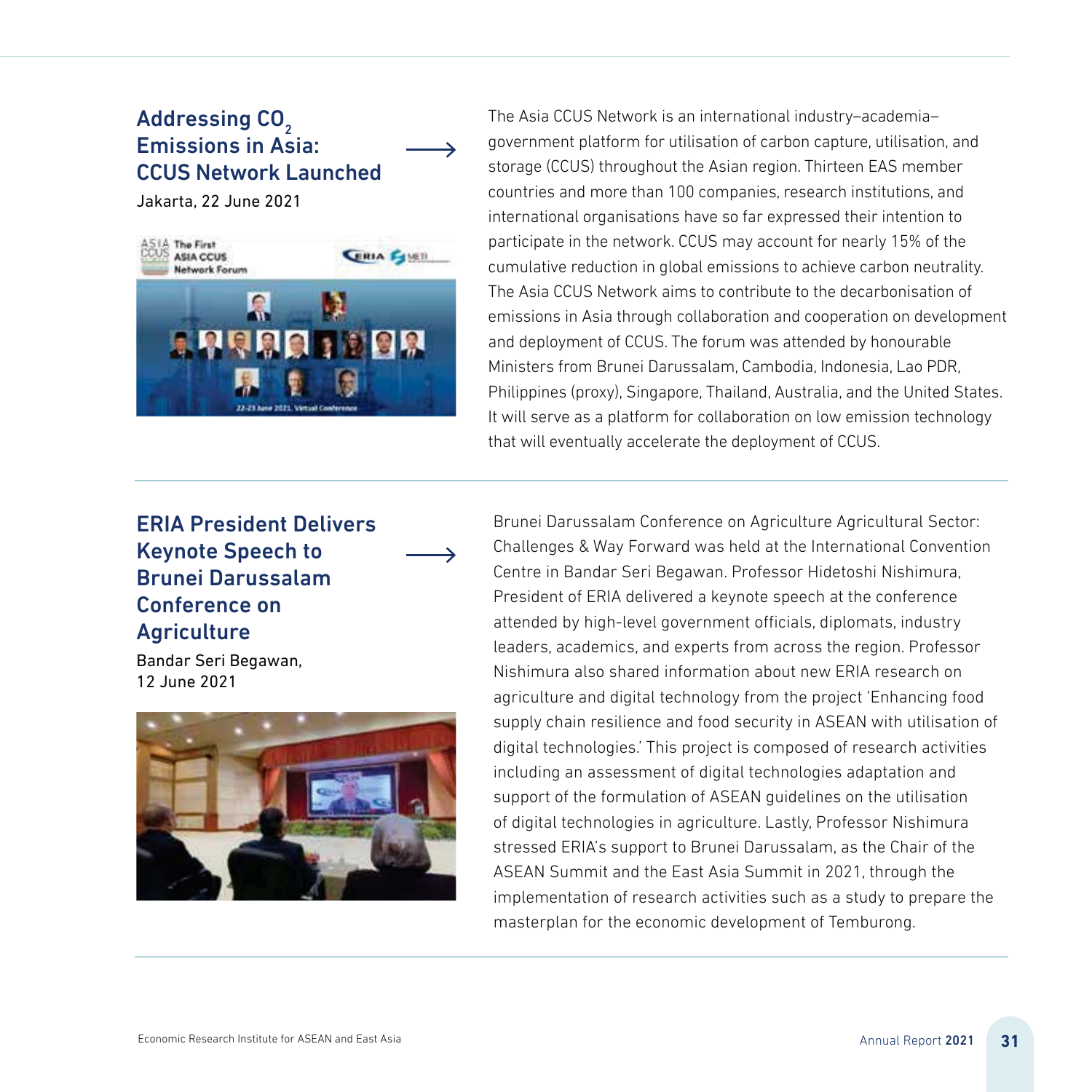## Addressing $CO_2$ Emissions in Asia: CCUS Network Launched

Jakarta, 22 June 2021

The Asia CCUS Network is an international industry–academia–government platform for utilisation of carbon capture, utilisation, and storage (CCUS) throughout the Asian region. Thirteen EAS member countries and more than 100 companies, research institutions, and international organisations have so far expressed their intention to participate in the network. CCUS may account for nearly 15% of the cumulative reduction in global emissions to achieve carbon neutrality. The Asia CCUS Network aims to contribute to the decarbonisation of emissions in Asia through collaboration and cooperation on development and deployment of CCUS. The forum was attended by honourable Ministers from Brunei Darussalam, Cambodia, Indonesia, Lao PDR, Philippines (proxy), Singapore, Thailand, Australia, and the United States. It will serve as a platform for collaboration on low emission technology that will eventually accelerate the deployment of CCUS.

## ERIA President Delivers Keynote Speech to Brunei Darussalam Conference on Agriculture

Bandar Seri Begawan, 12 June 2021

Brunei Darussalam Conference on Agriculture Agricultural Sector: Challenges & Way Forward was held at the International Convention Centre in Bandar Seri Begawan. Professor Hidetoshi Nishimura, President of ERIA delivered a keynote speech at the conference attended by high-level government officials, diplomats, industry leaders, academics, and experts from across the region. Professor Nishimura also shared information about new ERIA research on agriculture and digital technology from the project 'Enhancing food supply chain resilience and food security in ASEAN with utilisation of digital technologies.' This project is composed of research activities including an assessment of digital technologies adaptation and support of the formulation of ASEAN guidelines on the utilisation of digital technologies in agriculture. Lastly, Professor Nishimura stressed ERIA's support to Brunei Darussalam, as the Chair of the ASEAN Summit and the East Asia Summit in 2021, through the implementation of research activities such as a study to prepare the masterplan for the economic development of Temburong.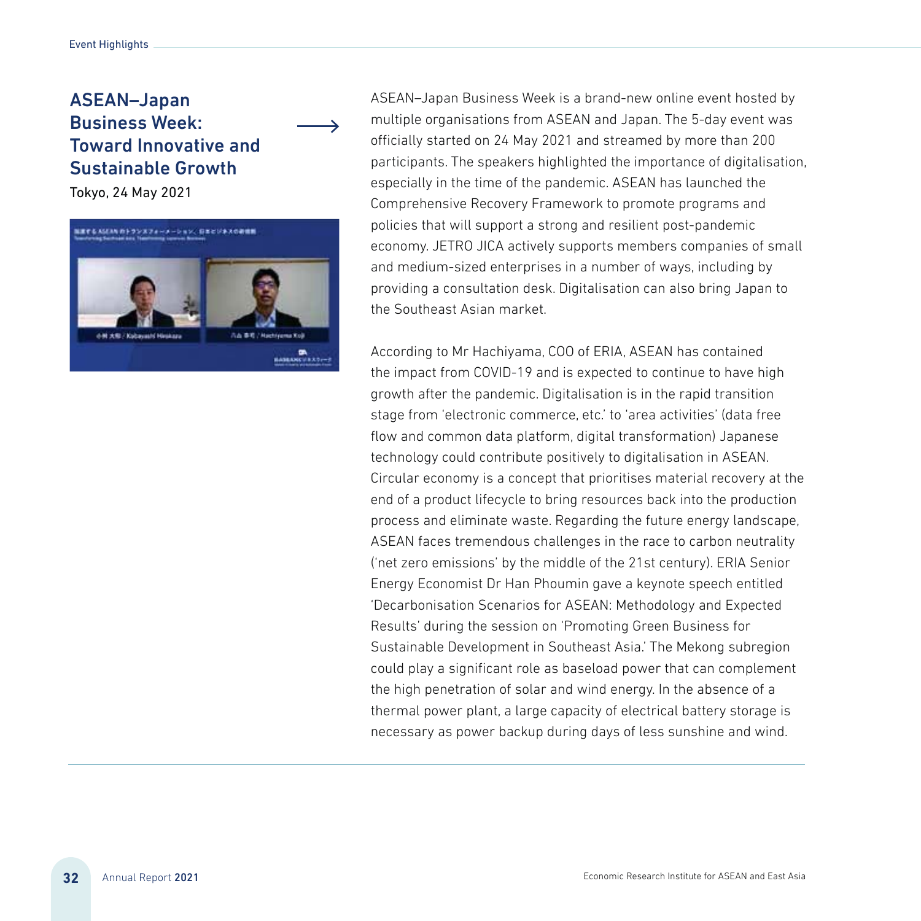## ASEAN–Japan Business Week: Toward Innovative and Sustainable Growth

Tokyo, 24 May 2021

ASEAN–Japan Business Week is a brand-new online event hosted by multiple organisations from ASEAN and Japan. The 5-day event was officially started on 24 May 2021 and streamed by more than 200 participants. The speakers highlighted the importance of digitalisation, especially in the time of the pandemic. ASEAN has launched the Comprehensive Recovery Framework to promote programs and policies that will support a strong and resilient post-pandemic economy. JETRO JICA actively supports members companies of small and medium-sized enterprises in a number of ways, including by providing a consultation desk. Digitalisation can also bring Japan to the Southeast Asian market.

According to Mr Hachiyama, COO of ERIA, ASEAN has contained the impact from COVID-19 and is expected to continue to have high growth after the pandemic. Digitalisation is in the rapid transition stage from 'electronic commerce, etc.' to 'area activities' (data free flow and common data platform, digital transformation) Japanese technology could contribute positively to digitalisation in ASEAN. Circular economy is a concept that prioritises material recovery at the end of a product lifecycle to bring resources back into the production process and eliminate waste. Regarding the future energy landscape, ASEAN faces tremendous challenges in the race to carbon neutrality ('net zero emissions' by the middle of the 21st century). ERIA Senior Energy Economist Dr Han Phoumin gave a keynote speech entitled 'Decarbonisation Scenarios for ASEAN: Methodology and Expected Results' during the session on 'Promoting Green Business for Sustainable Development in Southeast Asia.' The Mekong subregion could play a significant role as baseload power that can complement the high penetration of solar and wind energy. In the absence of a thermal power plant, a large capacity of electrical battery storage is necessary as power backup during days of less sunshine and wind.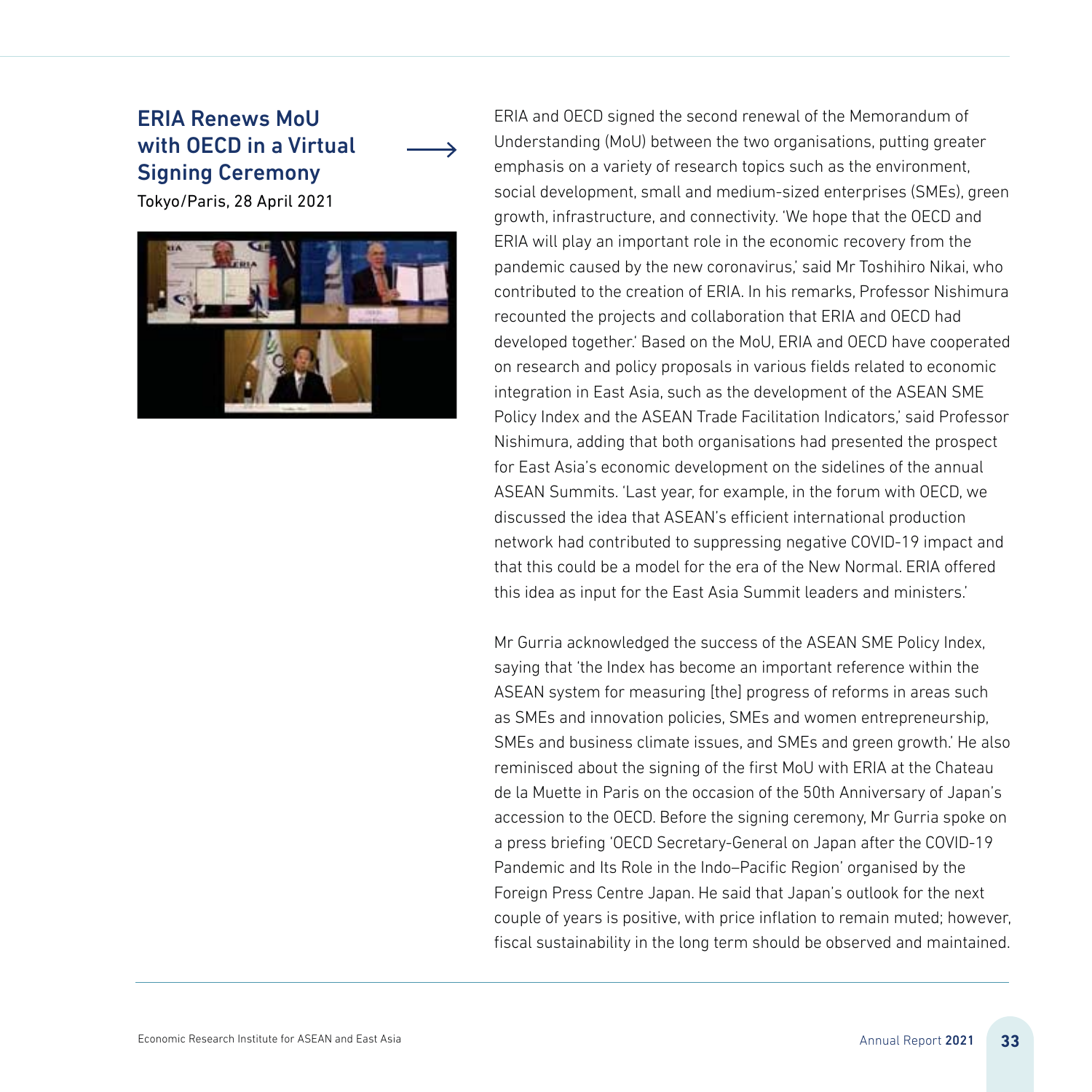## ERIA Renews MoU with OECD in a Virtual Signing Ceremony

Tokyo/Paris, 28 April 2021

ERIA and OECD signed the second renewal of the Memorandum of Understanding (MoU) between the two organisations, putting greater emphasis on a variety of research topics such as the environment, social development, small and medium-sized enterprises (SMEs), green growth, infrastructure, and connectivity. 'We hope that the OECD and ERIA will play an important role in the economic recovery from the pandemic caused by the new coronavirus,' said Mr Toshihiro Nikai, who contributed to the creation of ERIA. In his remarks, Professor Nishimura recounted the projects and collaboration that ERIA and OECD had developed together.' Based on the MoU, ERIA and OECD have cooperated on research and policy proposals in various fields related to economic integration in East Asia, such as the development of the ASEAN SME Policy Index and the ASEAN Trade Facilitation Indicators,' said Professor Nishimura, adding that both organisations had presented the prospect for East Asia's economic development on the sidelines of the annual ASEAN Summits. 'Last year, for example, in the forum with OECD, we discussed the idea that ASEAN's efficient international production network had contributed to suppressing negative COVID-19 impact and that this could be a model for the era of the New Normal. ERIA offered this idea as input for the East Asia Summit leaders and ministers.'

Mr Gurria acknowledged the success of the ASEAN SME Policy Index, saying that 'the Index has become an important reference within the ASEAN system for measuring [the] progress of reforms in areas such as SMEs and innovation policies, SMEs and women entrepreneurship, SMEs and business climate issues, and SMEs and green growth.' He also reminisced about the signing of the first MoU with ERIA at the Chateau de la Muette in Paris on the occasion of the 50th Anniversary of Japan's accession to the OECD. Before the signing ceremony, Mr Gurria spoke on a press briefing 'OECD Secretary-General on Japan after the COVID-19 Pandemic and Its Role in the Indo–Pacific Region' organised by the Foreign Press Centre Japan. He said that Japan's outlook for the next couple of years is positive, with price inflation to remain muted; however, fiscal sustainability in the long term should be observed and maintained.